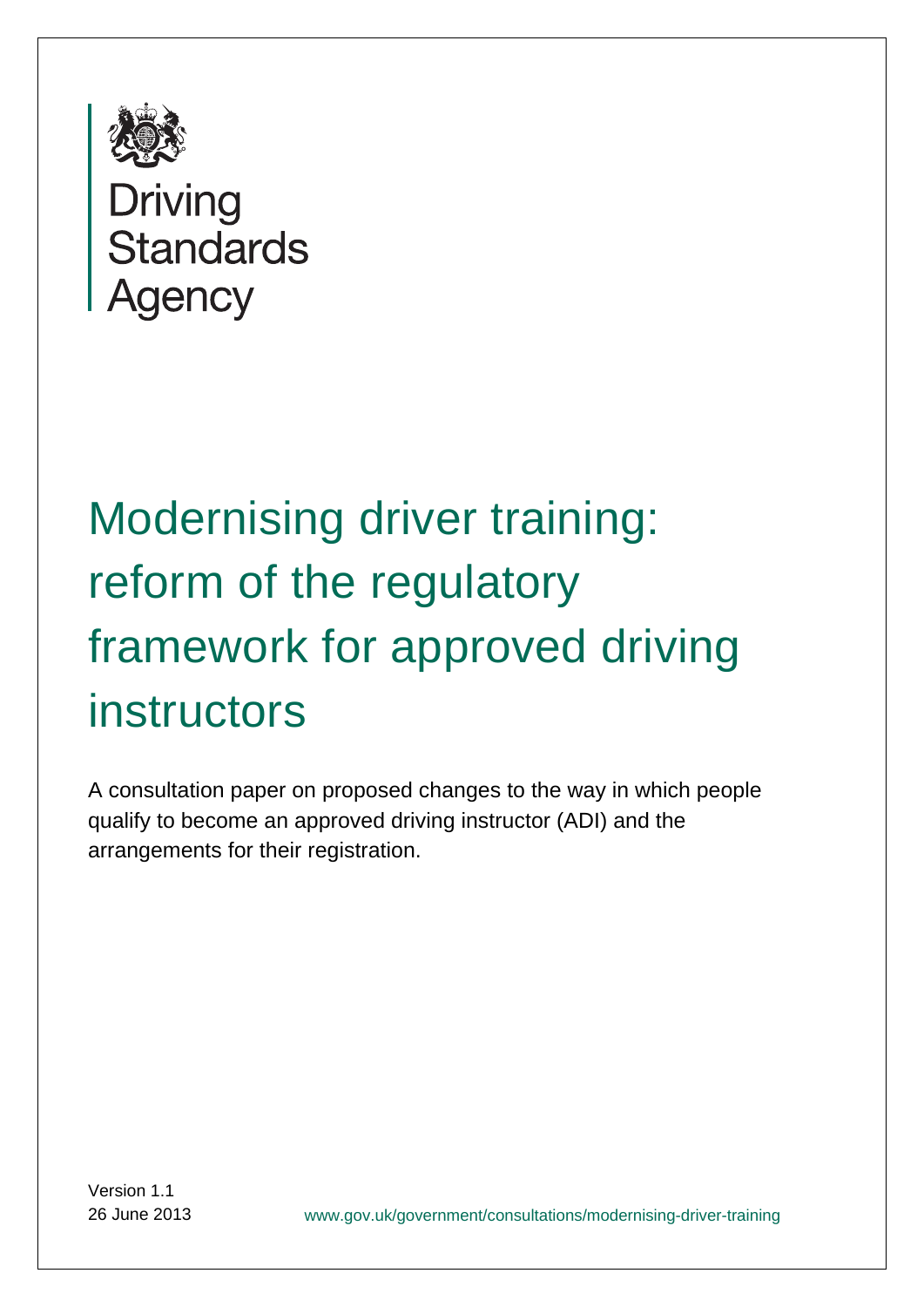Driving Standards Agency

# Modernising driver training: reform of the regulatory framework for approved driving instructors

A consultation paper on proposed changes to the way in which people qualify to become an approved driving instructor (ADI) and the arrangements for their registration.

Version 1.1

26 June 2013

www.gov.uk/government/consultations/modernising-driver-training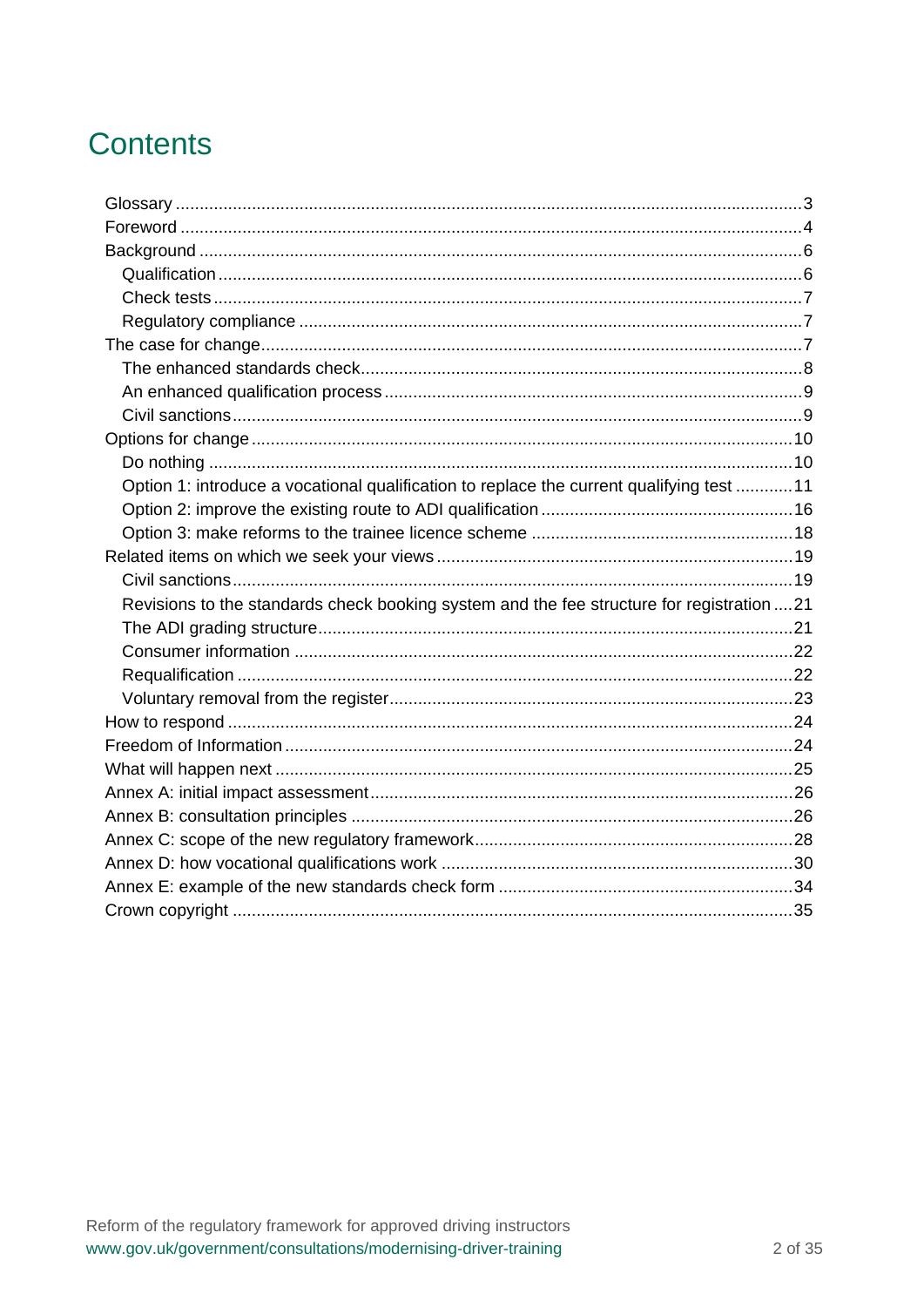# Contents

- Glossary ... 3
- Foreword ... 4
- Background ... 6
  - Qualification ... 6
  - Check tests ... 7
  - Regulatory compliance ... 7
- The case for change ... 7
  - The enhanced standards check ... 8
  - An enhanced qualification process ... 9
  - Civil sanctions ... 9
- Options for change ... 10
  - Do nothing ... 10
  - Option 1: introduce a vocational qualification to replace the current qualifying test ... 11
  - Option 2: improve the existing route to ADI qualification ... 16
  - Option 3: make reforms to the trainee licence scheme ... 18
- Related items on which we seek your views ... 19
  - Civil sanctions ... 19
  - Revisions to the standards check booking system and the fee structure for registration ... 21
  - The ADI grading structure ... 21
  - Consumer information ... 22
  - Requalification ... 22
  - Voluntary removal from the register ... 23
- How to respond ... 24
- Freedom of Information ... 24
- What will happen next ... 25
- Annex A: initial impact assessment ... 26
- Annex B: consultation principles ... 26
- Annex C: scope of the new regulatory framework ... 28
- Annex D: how vocational qualifications work ... 30
- Annex E: example of the new standards check form ... 34
- Crown copyright ... 35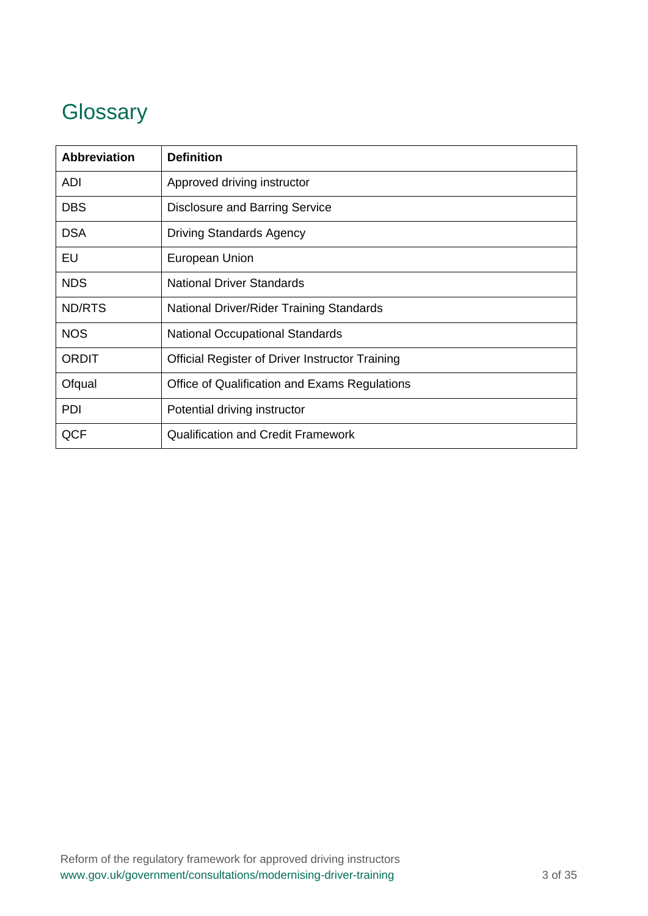# Glossary

| Abbreviation | Definition |
|---|---|
| ADI | Approved driving instructor |
| DBS | Disclosure and Barring Service |
| DSA | Driving Standards Agency |
| EU | European Union |
| NDS | National Driver Standards |
| ND/RTS | National Driver/Rider Training Standards |
| NOS | National Occupational Standards |
| ORDIT | Official Register of Driver Instructor Training |
| Ofqual | Office of Qualification and Exams Regulations |
| PDI | Potential driving instructor |
| QCF | Qualification and Credit Framework |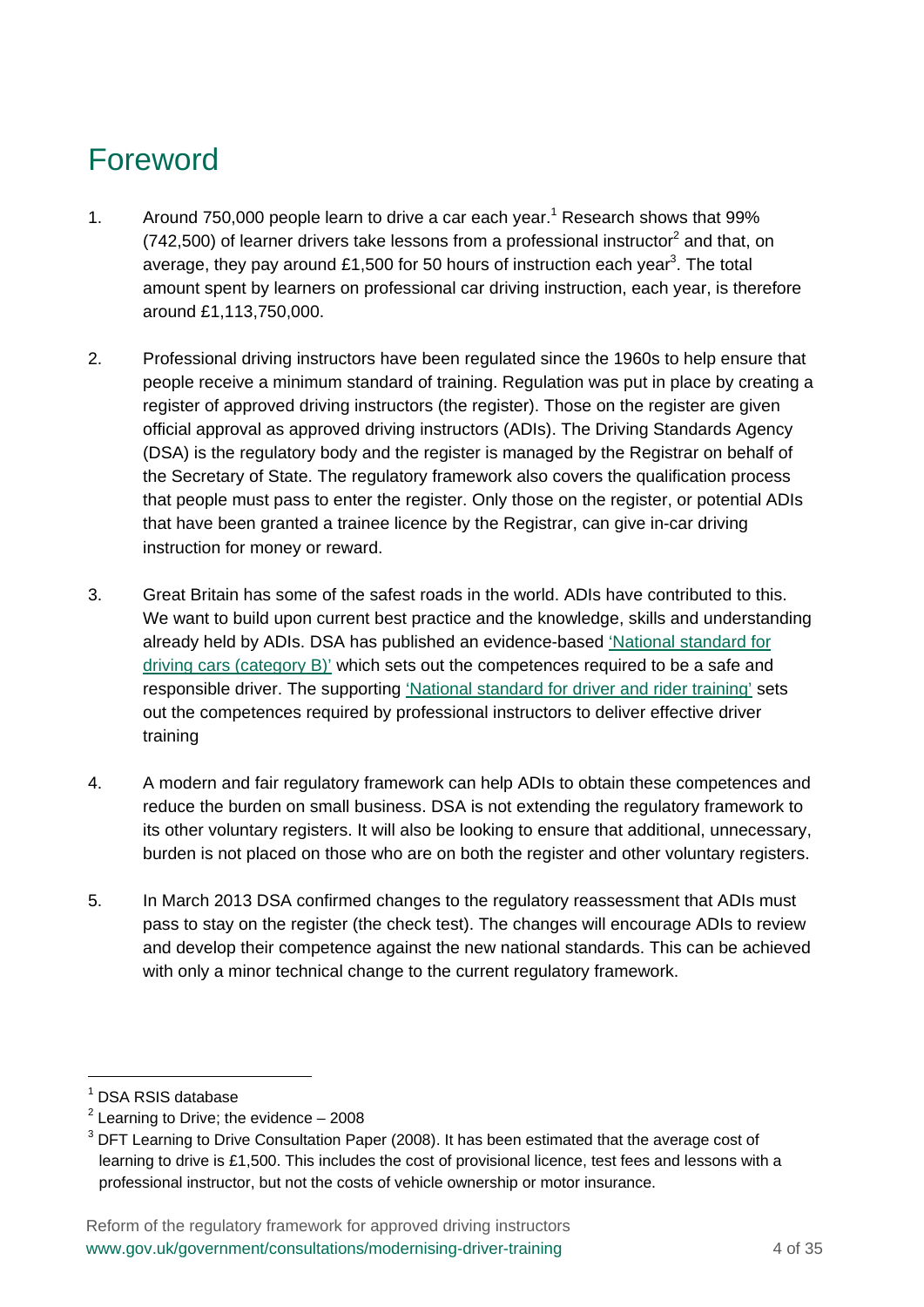# Foreword

1. Around 750,000 people learn to drive a car each year.[1] Research shows that 99% (742,500) of learner drivers take lessons from a professional instructor[2] and that, on average, they pay around £1,500 for 50 hours of instruction each year[3]. The total amount spent by learners on professional car driving instruction, each year, is therefore around £1,113,750,000.

2. Professional driving instructors have been regulated since the 1960s to help ensure that people receive a minimum standard of training. Regulation was put in place by creating a register of approved driving instructors (the register). Those on the register are given official approval as approved driving instructors (ADIs). The Driving Standards Agency (DSA) is the regulatory body and the register is managed by the Registrar on behalf of the Secretary of State. The regulatory framework also covers the qualification process that people must pass to enter the register. Only those on the register, or potential ADIs that have been granted a trainee licence by the Registrar, can give in-car driving instruction for money or reward.

3. Great Britain has some of the safest roads in the world. ADIs have contributed to this. We want to build upon current best practice and the knowledge, skills and understanding already held by ADIs. DSA has published an evidence-based 'National standard for driving cars (category B)' which sets out the competences required to be a safe and responsible driver. The supporting 'National standard for driver and rider training' sets out the competences required by professional instructors to deliver effective driver training

4. A modern and fair regulatory framework can help ADIs to obtain these competences and reduce the burden on small business. DSA is not extending the regulatory framework to its other voluntary registers. It will also be looking to ensure that additional, unnecessary, burden is not placed on those who are on both the register and other voluntary registers.

5. In March 2013 DSA confirmed changes to the regulatory reassessment that ADIs must pass to stay on the register (the check test). The changes will encourage ADIs to review and develop their competence against the new national standards. This can be achieved with only a minor technical change to the current regulatory framework.

---

[1] DSA RSIS database

[2] Learning to Drive; the evidence – 2008

[3] DFT Learning to Drive Consultation Paper (2008). It has been estimated that the average cost of learning to drive is £1,500. This includes the cost of provisional licence, test fees and lessons with a professional instructor, but not the costs of vehicle ownership or motor insurance.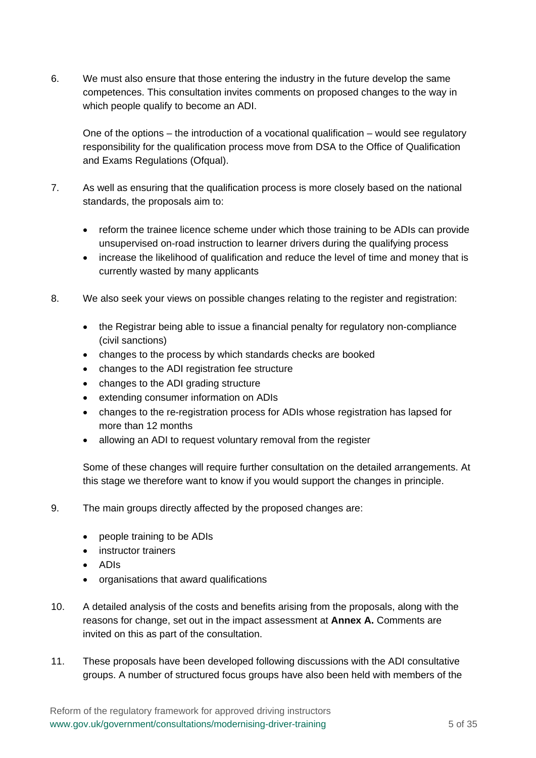6. We must also ensure that those entering the industry in the future develop the same competences. This consultation invites comments on proposed changes to the way in which people qualify to become an ADI.

   One of the options – the introduction of a vocational qualification – would see regulatory responsibility for the qualification process move from DSA to the Office of Qualification and Exams Regulations (Ofqual).

7. As well as ensuring that the qualification process is more closely based on the national standards, the proposals aim to:

   - reform the trainee licence scheme under which those training to be ADIs can provide unsupervised on-road instruction to learner drivers during the qualifying process
   - increase the likelihood of qualification and reduce the level of time and money that is currently wasted by many applicants

8. We also seek your views on possible changes relating to the register and registration:

   - the Registrar being able to issue a financial penalty for regulatory non-compliance (civil sanctions)
   - changes to the process by which standards checks are booked
   - changes to the ADI registration fee structure
   - changes to the ADI grading structure
   - extending consumer information on ADIs
   - changes to the re-registration process for ADIs whose registration has lapsed for more than 12 months
   - allowing an ADI to request voluntary removal from the register

   Some of these changes will require further consultation on the detailed arrangements. At this stage we therefore want to know if you would support the changes in principle.

9. The main groups directly affected by the proposed changes are:

   - people training to be ADIs
   - instructor trainers
   - ADIs
   - organisations that award qualifications

10. A detailed analysis of the costs and benefits arising from the proposals, along with the reasons for change, set out in the impact assessment at **Annex A.** Comments are invited on this as part of the consultation.

11. These proposals have been developed following discussions with the ADI consultative groups. A number of structured focus groups have also been held with members of the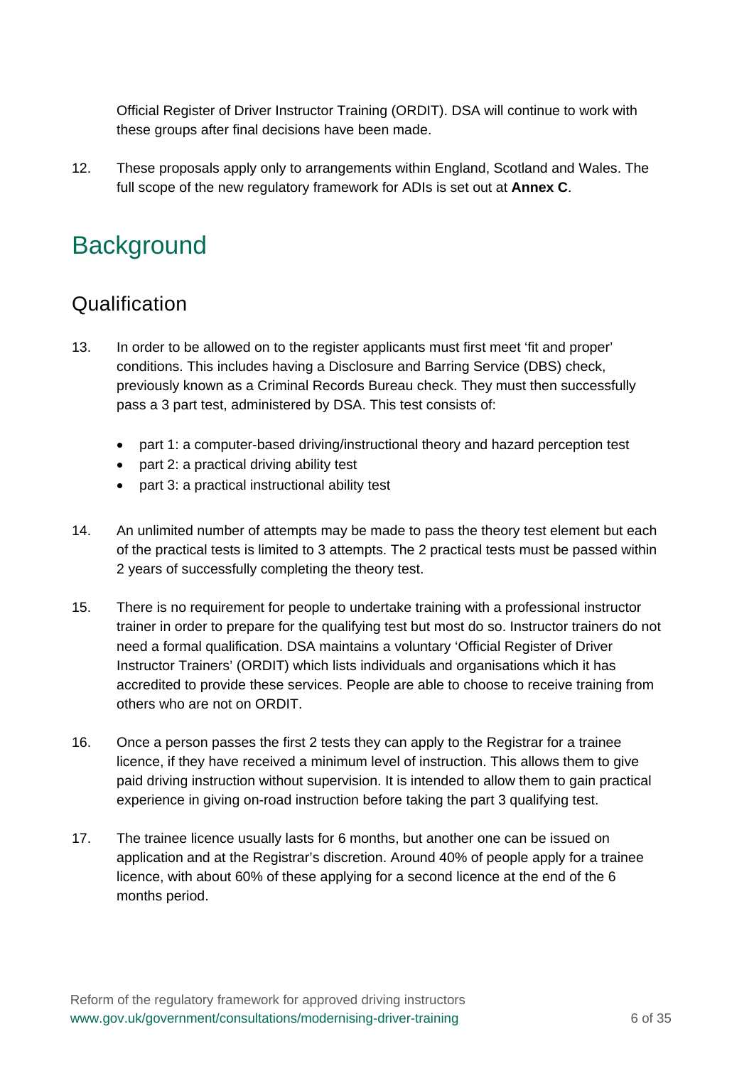Official Register of Driver Instructor Training (ORDIT). DSA will continue to work with these groups after final decisions have been made.

12. These proposals apply only to arrangements within England, Scotland and Wales. The full scope of the new regulatory framework for ADIs is set out at **Annex C**.

# Background

## Qualification

13. In order to be allowed on to the register applicants must first meet 'fit and proper' conditions. This includes having a Disclosure and Barring Service (DBS) check, previously known as a Criminal Records Bureau check. They must then successfully pass a 3 part test, administered by DSA. This test consists of:

    - part 1: a computer-based driving/instructional theory and hazard perception test
    - part 2: a practical driving ability test
    - part 3: a practical instructional ability test

14. An unlimited number of attempts may be made to pass the theory test element but each of the practical tests is limited to 3 attempts. The 2 practical tests must be passed within 2 years of successfully completing the theory test.

15. There is no requirement for people to undertake training with a professional instructor trainer in order to prepare for the qualifying test but most do so. Instructor trainers do not need a formal qualification. DSA maintains a voluntary 'Official Register of Driver Instructor Trainers' (ORDIT) which lists individuals and organisations which it has accredited to provide these services. People are able to choose to receive training from others who are not on ORDIT.

16. Once a person passes the first 2 tests they can apply to the Registrar for a trainee licence, if they have received a minimum level of instruction. This allows them to give paid driving instruction without supervision. It is intended to allow them to gain practical experience in giving on-road instruction before taking the part 3 qualifying test.

17. The trainee licence usually lasts for 6 months, but another one can be issued on application and at the Registrar's discretion. Around 40% of people apply for a trainee licence, with about 60% of these applying for a second licence at the end of the 6 months period.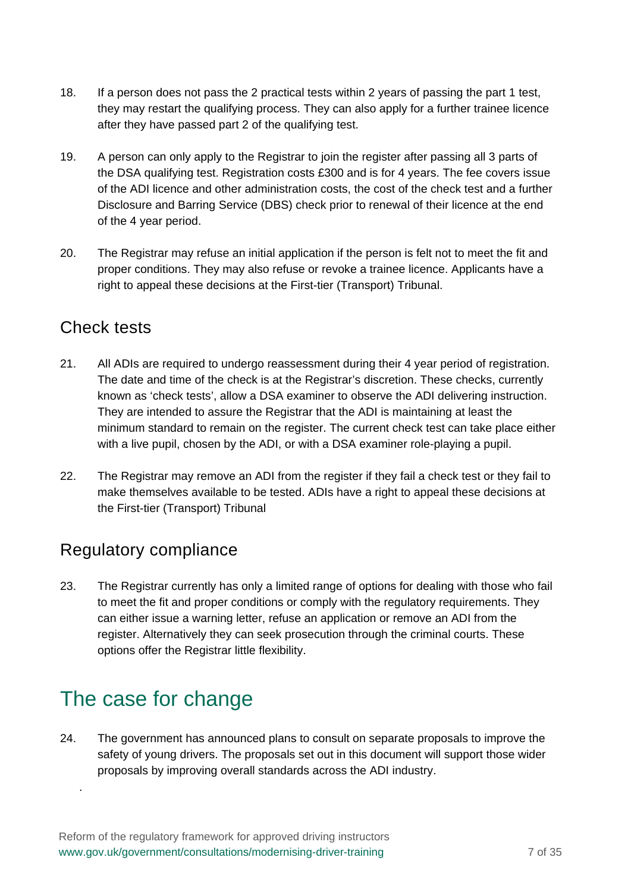18. If a person does not pass the 2 practical tests within 2 years of passing the part 1 test, they may restart the qualifying process. They can also apply for a further trainee licence after they have passed part 2 of the qualifying test.

19. A person can only apply to the Registrar to join the register after passing all 3 parts of the DSA qualifying test. Registration costs £300 and is for 4 years. The fee covers issue of the ADI licence and other administration costs, the cost of the check test and a further Disclosure and Barring Service (DBS) check prior to renewal of their licence at the end of the 4 year period.

20. The Registrar may refuse an initial application if the person is felt not to meet the fit and proper conditions. They may also refuse or revoke a trainee licence. Applicants have a right to appeal these decisions at the First-tier (Transport) Tribunal.

## Check tests

21. All ADIs are required to undergo reassessment during their 4 year period of registration. The date and time of the check is at the Registrar's discretion. These checks, currently known as 'check tests', allow a DSA examiner to observe the ADI delivering instruction. They are intended to assure the Registrar that the ADI is maintaining at least the minimum standard to remain on the register. The current check test can take place either with a live pupil, chosen by the ADI, or with a DSA examiner role-playing a pupil.

22. The Registrar may remove an ADI from the register if they fail a check test or they fail to make themselves available to be tested. ADIs have a right to appeal these decisions at the First-tier (Transport) Tribunal

## Regulatory compliance

23. The Registrar currently has only a limited range of options for dealing with those who fail to meet the fit and proper conditions or comply with the regulatory requirements. They can either issue a warning letter, refuse an application or remove an ADI from the register. Alternatively they can seek prosecution through the criminal courts. These options offer the Registrar little flexibility.

# The case for change

24. The government has announced plans to consult on separate proposals to improve the safety of young drivers. The proposals set out in this document will support those wider proposals by improving overall standards across the ADI industry.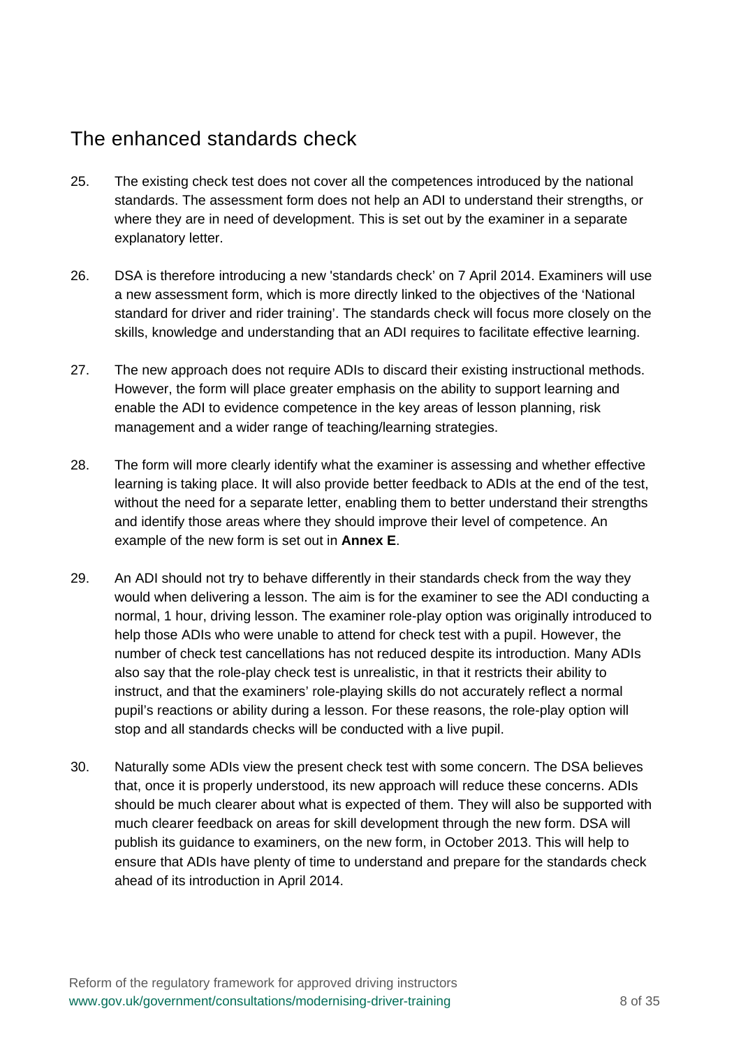## The enhanced standards check

25. The existing check test does not cover all the competences introduced by the national standards. The assessment form does not help an ADI to understand their strengths, or where they are in need of development. This is set out by the examiner in a separate explanatory letter.

26. DSA is therefore introducing a new 'standards check' on 7 April 2014. Examiners will use a new assessment form, which is more directly linked to the objectives of the 'National standard for driver and rider training'. The standards check will focus more closely on the skills, knowledge and understanding that an ADI requires to facilitate effective learning.

27. The new approach does not require ADIs to discard their existing instructional methods. However, the form will place greater emphasis on the ability to support learning and enable the ADI to evidence competence in the key areas of lesson planning, risk management and a wider range of teaching/learning strategies.

28. The form will more clearly identify what the examiner is assessing and whether effective learning is taking place. It will also provide better feedback to ADIs at the end of the test, without the need for a separate letter, enabling them to better understand their strengths and identify those areas where they should improve their level of competence. An example of the new form is set out in **Annex E**.

29. An ADI should not try to behave differently in their standards check from the way they would when delivering a lesson. The aim is for the examiner to see the ADI conducting a normal, 1 hour, driving lesson. The examiner role-play option was originally introduced to help those ADIs who were unable to attend for check test with a pupil. However, the number of check test cancellations has not reduced despite its introduction. Many ADIs also say that the role-play check test is unrealistic, in that it restricts their ability to instruct, and that the examiners' role-playing skills do not accurately reflect a normal pupil's reactions or ability during a lesson. For these reasons, the role-play option will stop and all standards checks will be conducted with a live pupil.

30. Naturally some ADIs view the present check test with some concern. The DSA believes that, once it is properly understood, its new approach will reduce these concerns. ADIs should be much clearer about what is expected of them. They will also be supported with much clearer feedback on areas for skill development through the new form. DSA will publish its guidance to examiners, on the new form, in October 2013. This will help to ensure that ADIs have plenty of time to understand and prepare for the standards check ahead of its introduction in April 2014.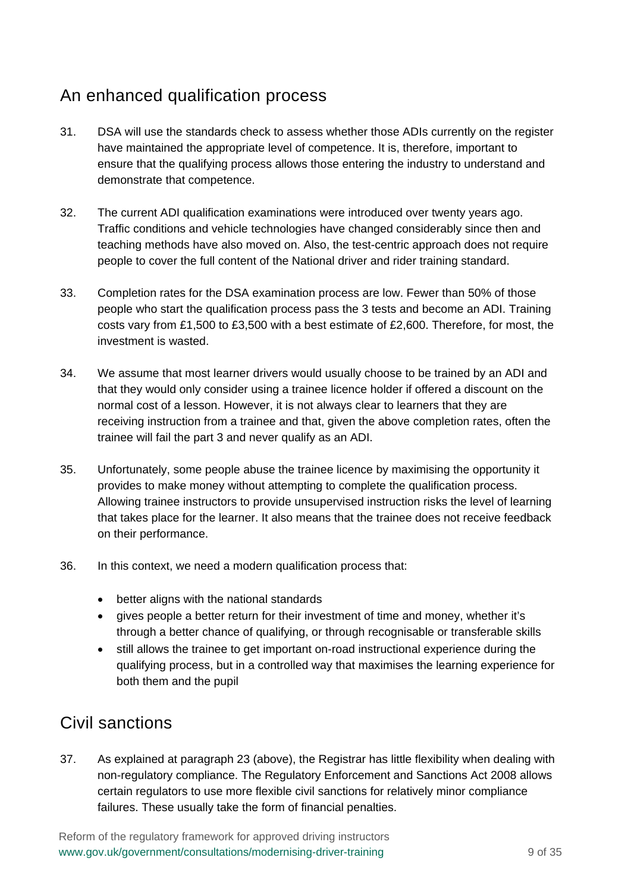## An enhanced qualification process

31. DSA will use the standards check to assess whether those ADIs currently on the register have maintained the appropriate level of competence. It is, therefore, important to ensure that the qualifying process allows those entering the industry to understand and demonstrate that competence.

32. The current ADI qualification examinations were introduced over twenty years ago. Traffic conditions and vehicle technologies have changed considerably since then and teaching methods have also moved on. Also, the test-centric approach does not require people to cover the full content of the National driver and rider training standard.

33. Completion rates for the DSA examination process are low. Fewer than 50% of those people who start the qualification process pass the 3 tests and become an ADI. Training costs vary from £1,500 to £3,500 with a best estimate of £2,600. Therefore, for most, the investment is wasted.

34. We assume that most learner drivers would usually choose to be trained by an ADI and that they would only consider using a trainee licence holder if offered a discount on the normal cost of a lesson. However, it is not always clear to learners that they are receiving instruction from a trainee and that, given the above completion rates, often the trainee will fail the part 3 and never qualify as an ADI.

35. Unfortunately, some people abuse the trainee licence by maximising the opportunity it provides to make money without attempting to complete the qualification process. Allowing trainee instructors to provide unsupervised instruction risks the level of learning that takes place for the learner. It also means that the trainee does not receive feedback on their performance.

36. In this context, we need a modern qualification process that:

    - better aligns with the national standards
    - gives people a better return for their investment of time and money, whether it's through a better chance of qualifying, or through recognisable or transferable skills
    - still allows the trainee to get important on-road instructional experience during the qualifying process, but in a controlled way that maximises the learning experience for both them and the pupil

## Civil sanctions

37. As explained at paragraph 23 (above), the Registrar has little flexibility when dealing with non-regulatory compliance. The Regulatory Enforcement and Sanctions Act 2008 allows certain regulators to use more flexible civil sanctions for relatively minor compliance failures. These usually take the form of financial penalties.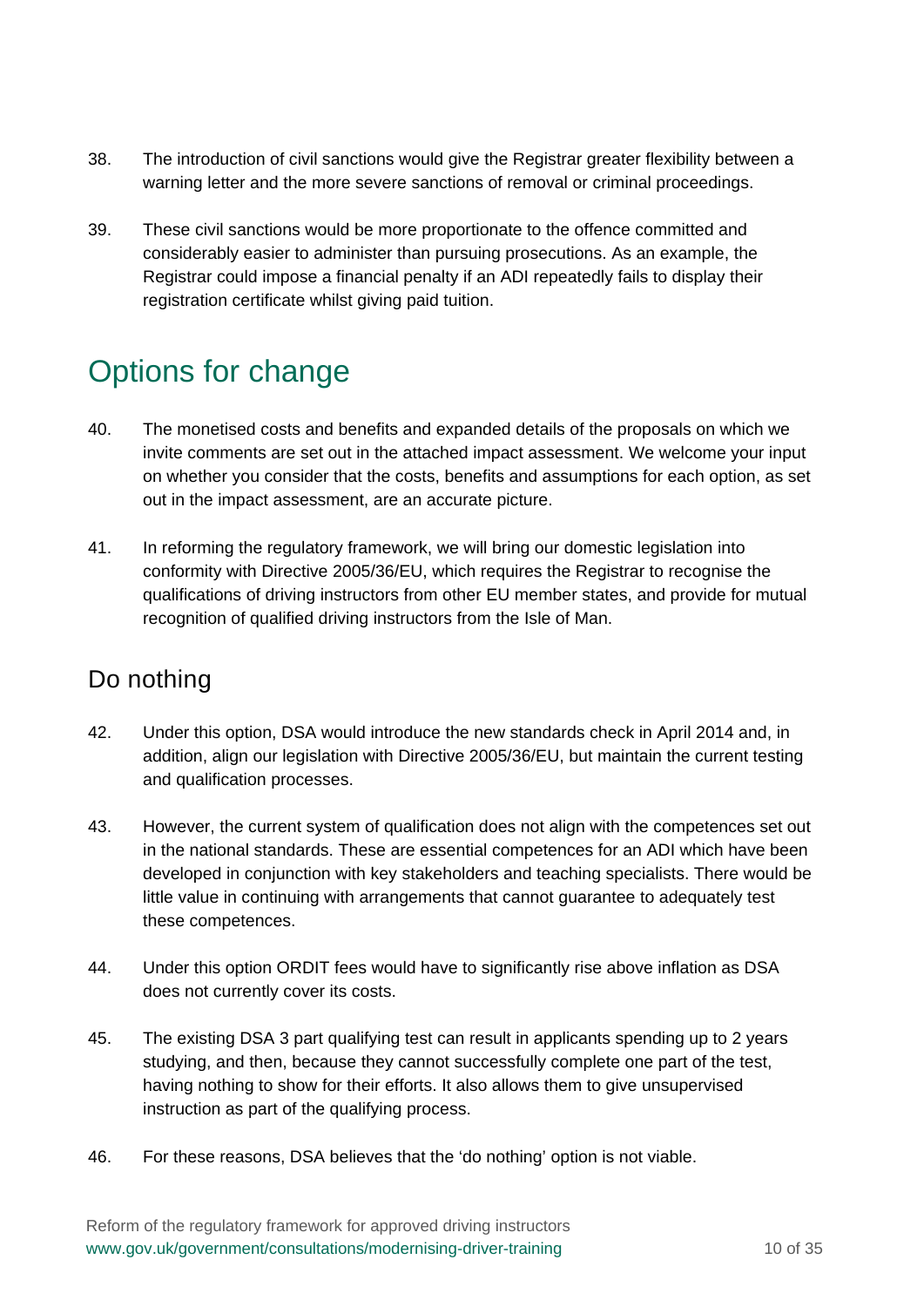38. The introduction of civil sanctions would give the Registrar greater flexibility between a warning letter and the more severe sanctions of removal or criminal proceedings.

39. These civil sanctions would be more proportionate to the offence committed and considerably easier to administer than pursuing prosecutions. As an example, the Registrar could impose a financial penalty if an ADI repeatedly fails to display their registration certificate whilst giving paid tuition.

# Options for change

40. The monetised costs and benefits and expanded details of the proposals on which we invite comments are set out in the attached impact assessment. We welcome your input on whether you consider that the costs, benefits and assumptions for each option, as set out in the impact assessment, are an accurate picture.

41. In reforming the regulatory framework, we will bring our domestic legislation into conformity with Directive 2005/36/EU, which requires the Registrar to recognise the qualifications of driving instructors from other EU member states, and provide for mutual recognition of qualified driving instructors from the Isle of Man.

## Do nothing

42. Under this option, DSA would introduce the new standards check in April 2014 and, in addition, align our legislation with Directive 2005/36/EU, but maintain the current testing and qualification processes.

43. However, the current system of qualification does not align with the competences set out in the national standards. These are essential competences for an ADI which have been developed in conjunction with key stakeholders and teaching specialists. There would be little value in continuing with arrangements that cannot guarantee to adequately test these competences.

44. Under this option ORDIT fees would have to significantly rise above inflation as DSA does not currently cover its costs.

45. The existing DSA 3 part qualifying test can result in applicants spending up to 2 years studying, and then, because they cannot successfully complete one part of the test, having nothing to show for their efforts. It also allows them to give unsupervised instruction as part of the qualifying process.

46. For these reasons, DSA believes that the 'do nothing' option is not viable.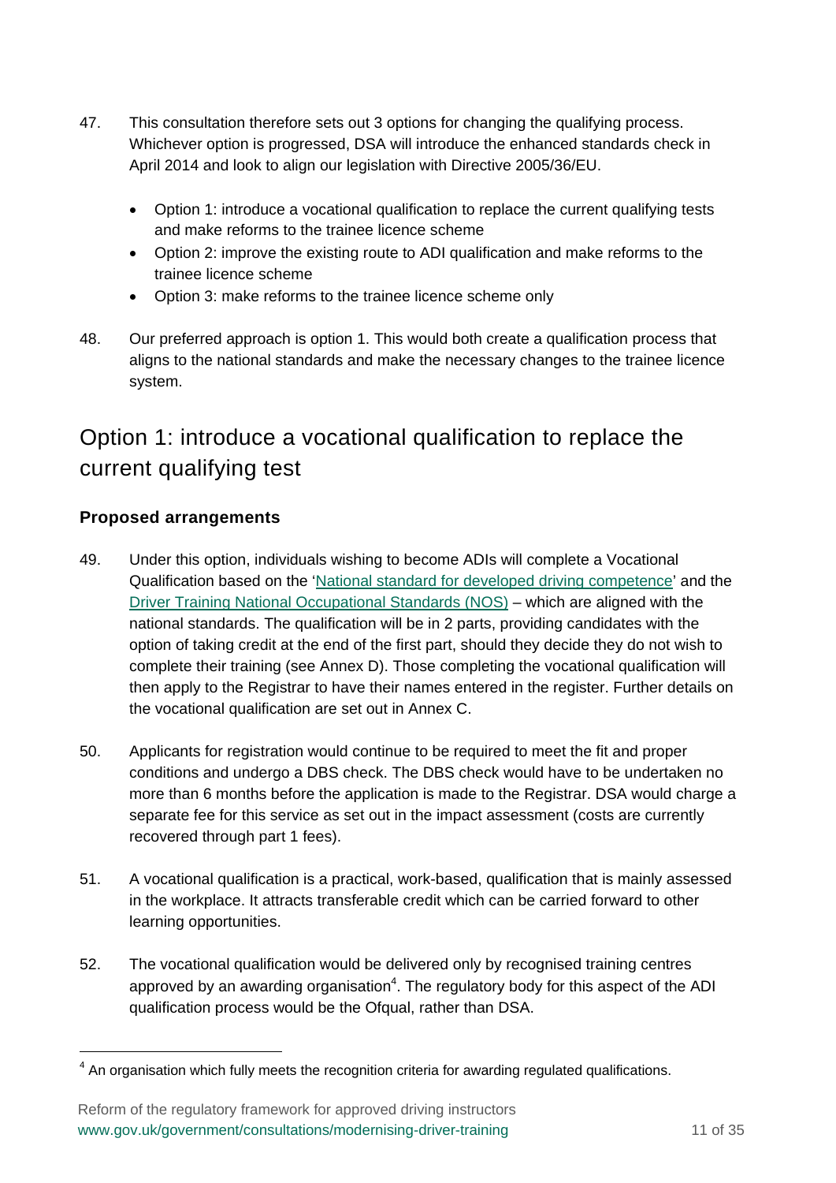47. This consultation therefore sets out 3 options for changing the qualifying process. Whichever option is progressed, DSA will introduce the enhanced standards check in April 2014 and look to align our legislation with Directive 2005/36/EU.

    - Option 1: introduce a vocational qualification to replace the current qualifying tests and make reforms to the trainee licence scheme
    - Option 2: improve the existing route to ADI qualification and make reforms to the trainee licence scheme
    - Option 3: make reforms to the trainee licence scheme only

48. Our preferred approach is option 1. This would both create a qualification process that aligns to the national standards and make the necessary changes to the trainee licence system.

## Option 1: introduce a vocational qualification to replace the current qualifying test

### Proposed arrangements

49. Under this option, individuals wishing to become ADIs will complete a Vocational Qualification based on the 'National standard for developed driving competence' and the Driver Training National Occupational Standards (NOS) – which are aligned with the national standards. The qualification will be in 2 parts, providing candidates with the option of taking credit at the end of the first part, should they decide they do not wish to complete their training (see Annex D). Those completing the vocational qualification will then apply to the Registrar to have their names entered in the register. Further details on the vocational qualification are set out in Annex C.

50. Applicants for registration would continue to be required to meet the fit and proper conditions and undergo a DBS check. The DBS check would have to be undertaken no more than 6 months before the application is made to the Registrar. DSA would charge a separate fee for this service as set out in the impact assessment (costs are currently recovered through part 1 fees).

51. A vocational qualification is a practical, work-based, qualification that is mainly assessed in the workplace. It attracts transferable credit which can be carried forward to other learning opportunities.

52. The vocational qualification would be delivered only by recognised training centres approved by an awarding organisation[4]. The regulatory body for this aspect of the ADI qualification process would be the Ofqual, rather than DSA.

[4] An organisation which fully meets the recognition criteria for awarding regulated qualifications.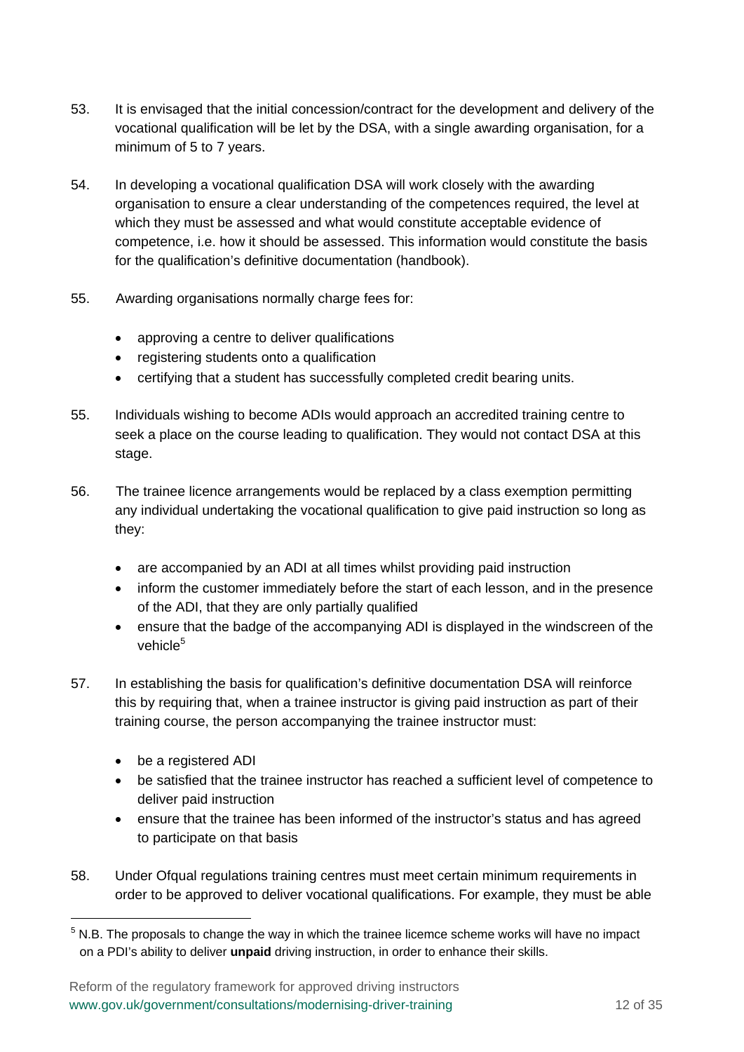53. It is envisaged that the initial concession/contract for the development and delivery of the vocational qualification will be let by the DSA, with a single awarding organisation, for a minimum of 5 to 7 years.

54. In developing a vocational qualification DSA will work closely with the awarding organisation to ensure a clear understanding of the competences required, the level at which they must be assessed and what would constitute acceptable evidence of competence, i.e. how it should be assessed. This information would constitute the basis for the qualification's definitive documentation (handbook).

55. Awarding organisations normally charge fees for:

- approving a centre to deliver qualifications
- registering students onto a qualification
- certifying that a student has successfully completed credit bearing units.

55. Individuals wishing to become ADIs would approach an accredited training centre to seek a place on the course leading to qualification. They would not contact DSA at this stage.

56. The trainee licence arrangements would be replaced by a class exemption permitting any individual undertaking the vocational qualification to give paid instruction so long as they:

- are accompanied by an ADI at all times whilst providing paid instruction
- inform the customer immediately before the start of each lesson, and in the presence of the ADI, that they are only partially qualified
- ensure that the badge of the accompanying ADI is displayed in the windscreen of the vehicle[5]

57. In establishing the basis for qualification's definitive documentation DSA will reinforce this by requiring that, when a trainee instructor is giving paid instruction as part of their training course, the person accompanying the trainee instructor must:

- be a registered ADI
- be satisfied that the trainee instructor has reached a sufficient level of competence to deliver paid instruction
- ensure that the trainee has been informed of the instructor's status and has agreed to participate on that basis

58. Under Ofqual regulations training centres must meet certain minimum requirements in order to be approved to deliver vocational qualifications. For example, they must be able

[5] N.B. The proposals to change the way in which the trainee licemce scheme works will have no impact on a PDI's ability to deliver **unpaid** driving instruction, in order to enhance their skills.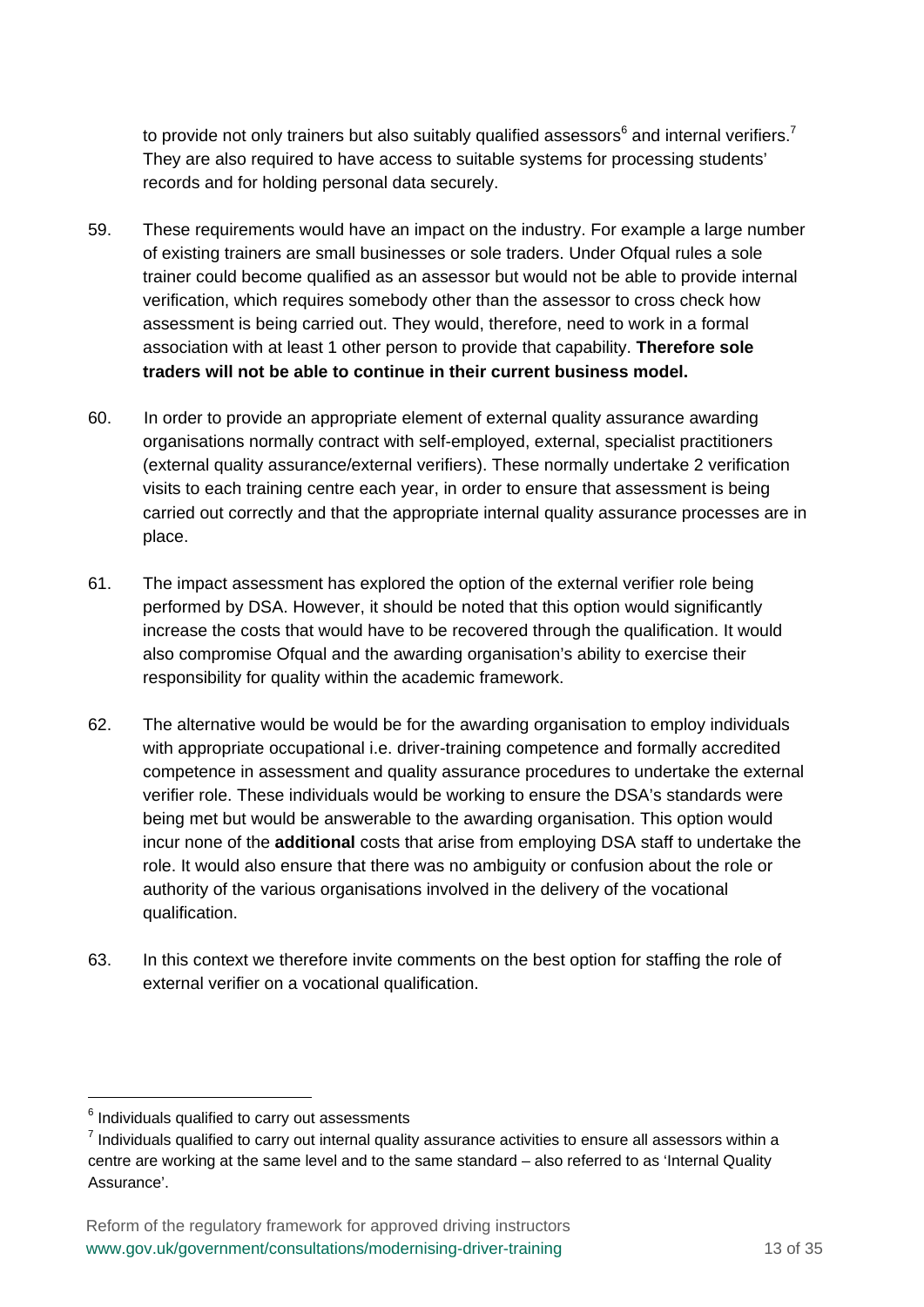to provide not only trainers but also suitably qualified assessors[6] and internal verifiers.[7] They are also required to have access to suitable systems for processing students' records and for holding personal data securely.

59. These requirements would have an impact on the industry. For example a large number of existing trainers are small businesses or sole traders. Under Ofqual rules a sole trainer could become qualified as an assessor but would not be able to provide internal verification, which requires somebody other than the assessor to cross check how assessment is being carried out. They would, therefore, need to work in a formal association with at least 1 other person to provide that capability. **Therefore sole traders will not be able to continue in their current business model.**

60. In order to provide an appropriate element of external quality assurance awarding organisations normally contract with self-employed, external, specialist practitioners (external quality assurance/external verifiers). These normally undertake 2 verification visits to each training centre each year, in order to ensure that assessment is being carried out correctly and that the appropriate internal quality assurance processes are in place.

61. The impact assessment has explored the option of the external verifier role being performed by DSA. However, it should be noted that this option would significantly increase the costs that would have to be recovered through the qualification. It would also compromise Ofqual and the awarding organisation's ability to exercise their responsibility for quality within the academic framework.

62. The alternative would be would be for the awarding organisation to employ individuals with appropriate occupational i.e. driver-training competence and formally accredited competence in assessment and quality assurance procedures to undertake the external verifier role. These individuals would be working to ensure the DSA's standards were being met but would be answerable to the awarding organisation. This option would incur none of the **additional** costs that arise from employing DSA staff to undertake the role. It would also ensure that there was no ambiguity or confusion about the role or authority of the various organisations involved in the delivery of the vocational qualification.

63. In this context we therefore invite comments on the best option for staffing the role of external verifier on a vocational qualification.

---

[6] Individuals qualified to carry out assessments

[7] Individuals qualified to carry out internal quality assurance activities to ensure all assessors within a centre are working at the same level and to the same standard – also referred to as 'Internal Quality Assurance'.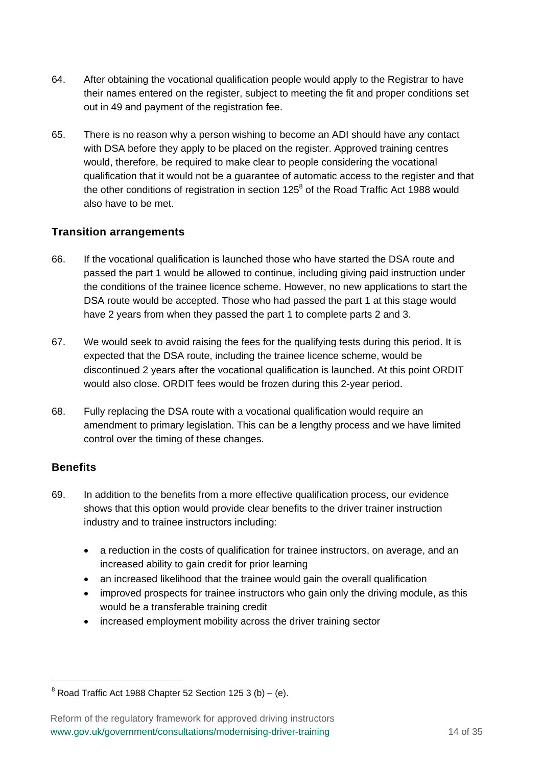64. After obtaining the vocational qualification people would apply to the Registrar to have their names entered on the register, subject to meeting the fit and proper conditions set out in 49 and payment of the registration fee.

65. There is no reason why a person wishing to become an ADI should have any contact with DSA before they apply to be placed on the register. Approved training centres would, therefore, be required to make clear to people considering the vocational qualification that it would not be a guarantee of automatic access to the register and that the other conditions of registration in section 125[8] of the Road Traffic Act 1988 would also have to be met.

### Transition arrangements

66. If the vocational qualification is launched those who have started the DSA route and passed the part 1 would be allowed to continue, including giving paid instruction under the conditions of the trainee licence scheme. However, no new applications to start the DSA route would be accepted. Those who had passed the part 1 at this stage would have 2 years from when they passed the part 1 to complete parts 2 and 3.

67. We would seek to avoid raising the fees for the qualifying tests during this period. It is expected that the DSA route, including the trainee licence scheme, would be discontinued 2 years after the vocational qualification is launched. At this point ORDIT would also close. ORDIT fees would be frozen during this 2-year period.

68. Fully replacing the DSA route with a vocational qualification would require an amendment to primary legislation. This can be a lengthy process and we have limited control over the timing of these changes.

### Benefits

69. In addition to the benefits from a more effective qualification process, our evidence shows that this option would provide clear benefits to the driver trainer instruction industry and to trainee instructors including:

- a reduction in the costs of qualification for trainee instructors, on average, and an increased ability to gain credit for prior learning
- an increased likelihood that the trainee would gain the overall qualification
- improved prospects for trainee instructors who gain only the driving module, as this would be a transferable training credit
- increased employment mobility across the driver training sector

[8] Road Traffic Act 1988 Chapter 52 Section 125 3 (b) – (e).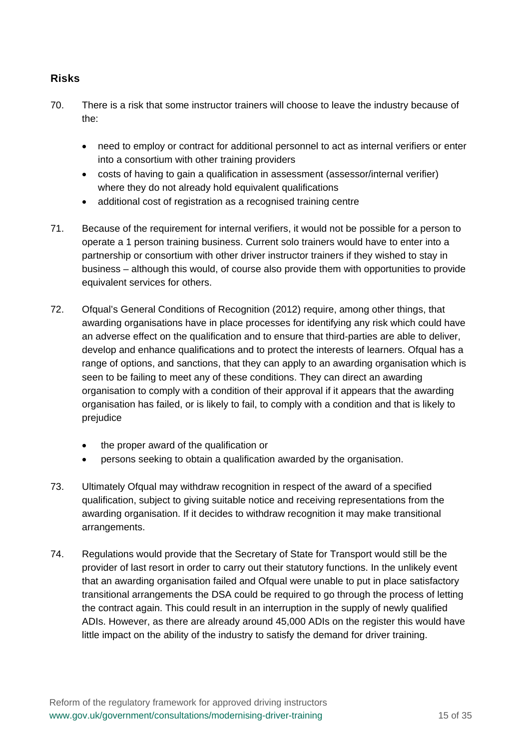## Risks

70. There is a risk that some instructor trainers will choose to leave the industry because of the:

    - need to employ or contract for additional personnel to act as internal verifiers or enter into a consortium with other training providers
    - costs of having to gain a qualification in assessment (assessor/internal verifier) where they do not already hold equivalent qualifications
    - additional cost of registration as a recognised training centre

71. Because of the requirement for internal verifiers, it would not be possible for a person to operate a 1 person training business. Current solo trainers would have to enter into a partnership or consortium with other driver instructor trainers if they wished to stay in business – although this would, of course also provide them with opportunities to provide equivalent services for others.

72. Ofqual's General Conditions of Recognition (2012) require, among other things, that awarding organisations have in place processes for identifying any risk which could have an adverse effect on the qualification and to ensure that third-parties are able to deliver, develop and enhance qualifications and to protect the interests of learners. Ofqual has a range of options, and sanctions, that they can apply to an awarding organisation which is seen to be failing to meet any of these conditions. They can direct an awarding organisation to comply with a condition of their approval if it appears that the awarding organisation has failed, or is likely to fail, to comply with a condition and that is likely to prejudice

    - the proper award of the qualification or
    - persons seeking to obtain a qualification awarded by the organisation.

73. Ultimately Ofqual may withdraw recognition in respect of the award of a specified qualification, subject to giving suitable notice and receiving representations from the awarding organisation. If it decides to withdraw recognition it may make transitional arrangements.

74. Regulations would provide that the Secretary of State for Transport would still be the provider of last resort in order to carry out their statutory functions. In the unlikely event that an awarding organisation failed and Ofqual were unable to put in place satisfactory transitional arrangements the DSA could be required to go through the process of letting the contract again. This could result in an interruption in the supply of newly qualified ADIs. However, as there are already around 45,000 ADIs on the register this would have little impact on the ability of the industry to satisfy the demand for driver training.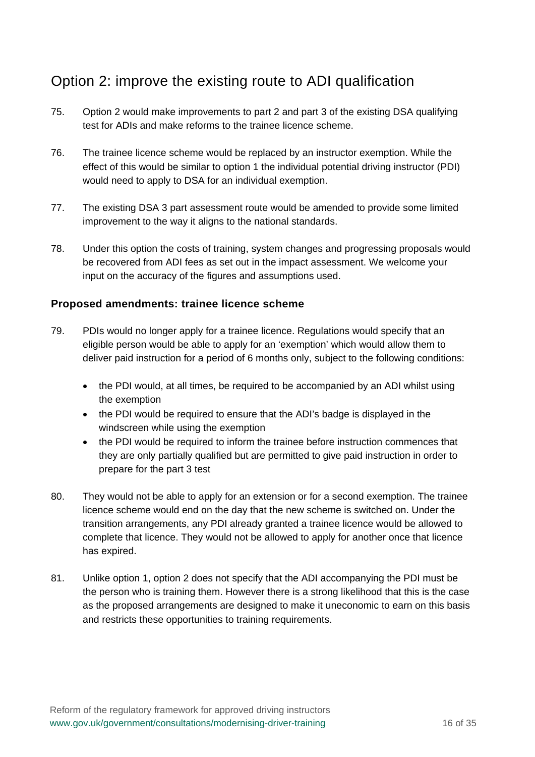## Option 2: improve the existing route to ADI qualification

75. Option 2 would make improvements to part 2 and part 3 of the existing DSA qualifying test for ADIs and make reforms to the trainee licence scheme.

76. The trainee licence scheme would be replaced by an instructor exemption. While the effect of this would be similar to option 1 the individual potential driving instructor (PDI) would need to apply to DSA for an individual exemption.

77. The existing DSA 3 part assessment route would be amended to provide some limited improvement to the way it aligns to the national standards.

78. Under this option the costs of training, system changes and progressing proposals would be recovered from ADI fees as set out in the impact assessment. We welcome your input on the accuracy of the figures and assumptions used.

### Proposed amendments: trainee licence scheme

79. PDIs would no longer apply for a trainee licence. Regulations would specify that an eligible person would be able to apply for an 'exemption' which would allow them to deliver paid instruction for a period of 6 months only, subject to the following conditions:

    - the PDI would, at all times, be required to be accompanied by an ADI whilst using the exemption
    - the PDI would be required to ensure that the ADI's badge is displayed in the windscreen while using the exemption
    - the PDI would be required to inform the trainee before instruction commences that they are only partially qualified but are permitted to give paid instruction in order to prepare for the part 3 test

80. They would not be able to apply for an extension or for a second exemption. The trainee licence scheme would end on the day that the new scheme is switched on. Under the transition arrangements, any PDI already granted a trainee licence would be allowed to complete that licence. They would not be allowed to apply for another once that licence has expired.

81. Unlike option 1, option 2 does not specify that the ADI accompanying the PDI must be the person who is training them. However there is a strong likelihood that this is the case as the proposed arrangements are designed to make it uneconomic to earn on this basis and restricts these opportunities to training requirements.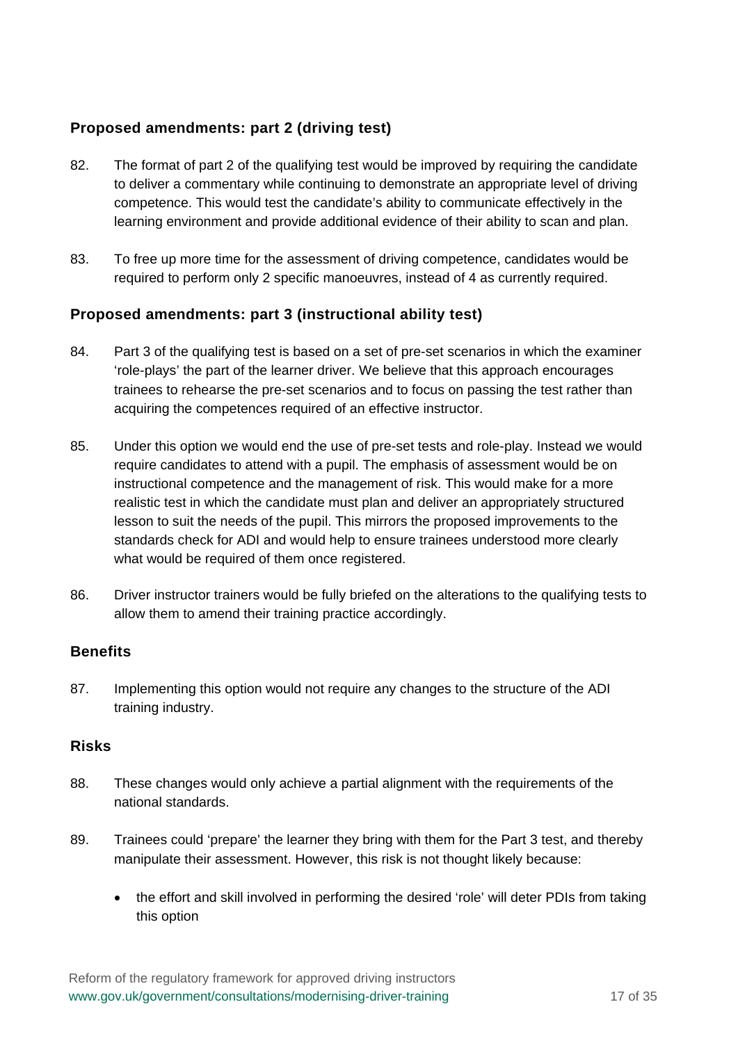### Proposed amendments: part 2 (driving test)

82. The format of part 2 of the qualifying test would be improved by requiring the candidate to deliver a commentary while continuing to demonstrate an appropriate level of driving competence. This would test the candidate's ability to communicate effectively in the learning environment and provide additional evidence of their ability to scan and plan.

83. To free up more time for the assessment of driving competence, candidates would be required to perform only 2 specific manoeuvres, instead of 4 as currently required.

### Proposed amendments: part 3 (instructional ability test)

84. Part 3 of the qualifying test is based on a set of pre-set scenarios in which the examiner 'role-plays' the part of the learner driver. We believe that this approach encourages trainees to rehearse the pre-set scenarios and to focus on passing the test rather than acquiring the competences required of an effective instructor.

85. Under this option we would end the use of pre-set tests and role-play. Instead we would require candidates to attend with a pupil. The emphasis of assessment would be on instructional competence and the management of risk. This would make for a more realistic test in which the candidate must plan and deliver an appropriately structured lesson to suit the needs of the pupil. This mirrors the proposed improvements to the standards check for ADI and would help to ensure trainees understood more clearly what would be required of them once registered.

86. Driver instructor trainers would be fully briefed on the alterations to the qualifying tests to allow them to amend their training practice accordingly.

### Benefits

87. Implementing this option would not require any changes to the structure of the ADI training industry.

### Risks

88. These changes would only achieve a partial alignment with the requirements of the national standards.

89. Trainees could 'prepare' the learner they bring with them for the Part 3 test, and thereby manipulate their assessment. However, this risk is not thought likely because:

    - the effort and skill involved in performing the desired 'role' will deter PDIs from taking this option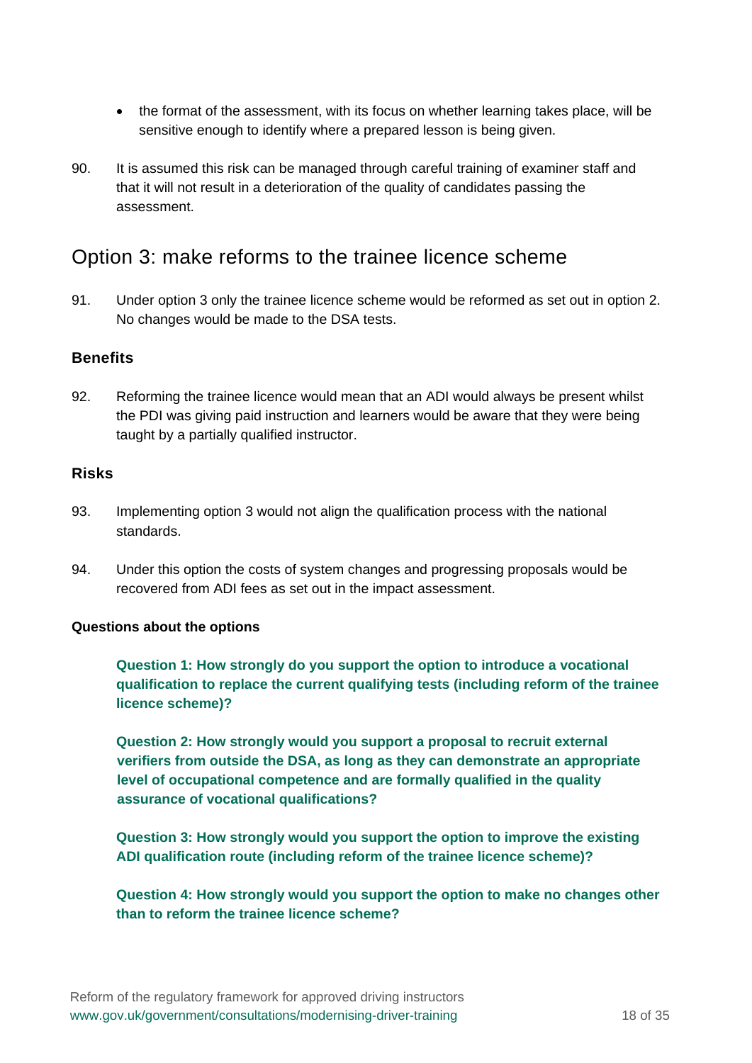- the format of the assessment, with its focus on whether learning takes place, will be sensitive enough to identify where a prepared lesson is being given.

90. It is assumed this risk can be managed through careful training of examiner staff and that it will not result in a deterioration of the quality of candidates passing the assessment.

## Option 3: make reforms to the trainee licence scheme

91. Under option 3 only the trainee licence scheme would be reformed as set out in option 2. No changes would be made to the DSA tests.

### Benefits

92. Reforming the trainee licence would mean that an ADI would always be present whilst the PDI was giving paid instruction and learners would be aware that they were being taught by a partially qualified instructor.

### Risks

93. Implementing option 3 would not align the qualification process with the national standards.

94. Under this option the costs of system changes and progressing proposals would be recovered from ADI fees as set out in the impact assessment.

**Questions about the options**

**Question 1: How strongly do you support the option to introduce a vocational qualification to replace the current qualifying tests (including reform of the trainee licence scheme)?**

**Question 2: How strongly would you support a proposal to recruit external verifiers from outside the DSA, as long as they can demonstrate an appropriate level of occupational competence and are formally qualified in the quality assurance of vocational qualifications?**

**Question 3: How strongly would you support the option to improve the existing ADI qualification route (including reform of the trainee licence scheme)?**

**Question 4: How strongly would you support the option to make no changes other than to reform the trainee licence scheme?**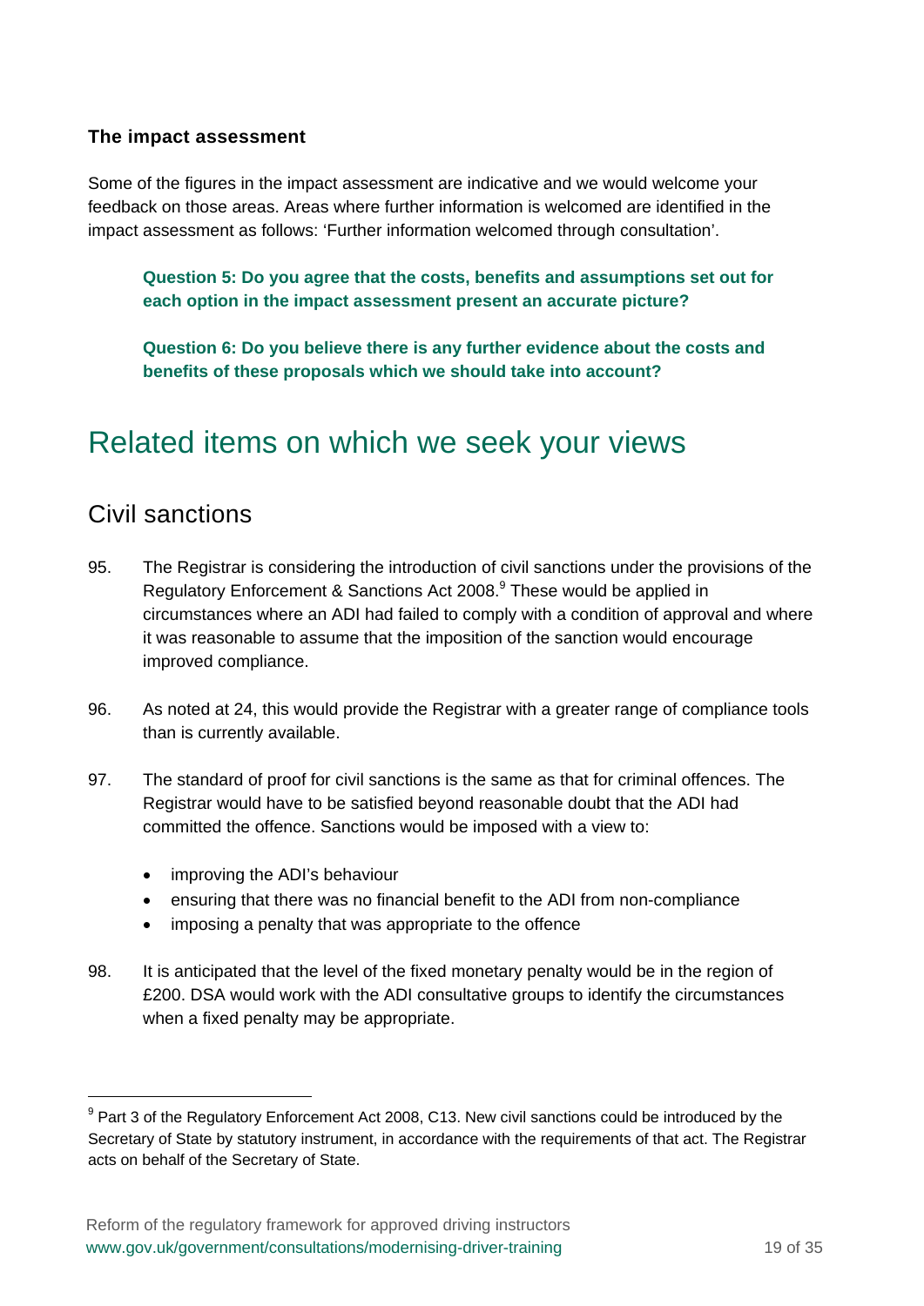### The impact assessment

Some of the figures in the impact assessment are indicative and we would welcome your feedback on those areas. Areas where further information is welcomed are identified in the impact assessment as follows: 'Further information welcomed through consultation'.

> **Question 5: Do you agree that the costs, benefits and assumptions set out for each option in the impact assessment present an accurate picture?**
>
> **Question 6: Do you believe there is any further evidence about the costs and benefits of these proposals which we should take into account?**

# Related items on which we seek your views

## Civil sanctions

95. The Registrar is considering the introduction of civil sanctions under the provisions of the Regulatory Enforcement & Sanctions Act 2008.[9] These would be applied in circumstances where an ADI had failed to comply with a condition of approval and where it was reasonable to assume that the imposition of the sanction would encourage improved compliance.

96. As noted at 24, this would provide the Registrar with a greater range of compliance tools than is currently available.

97. The standard of proof for civil sanctions is the same as that for criminal offences. The Registrar would have to be satisfied beyond reasonable doubt that the ADI had committed the offence. Sanctions would be imposed with a view to:

    - improving the ADI's behaviour
    - ensuring that there was no financial benefit to the ADI from non-compliance
    - imposing a penalty that was appropriate to the offence

98. It is anticipated that the level of the fixed monetary penalty would be in the region of £200. DSA would work with the ADI consultative groups to identify the circumstances when a fixed penalty may be appropriate.

---

[9] Part 3 of the Regulatory Enforcement Act 2008, C13. New civil sanctions could be introduced by the Secretary of State by statutory instrument, in accordance with the requirements of that act. The Registrar acts on behalf of the Secretary of State.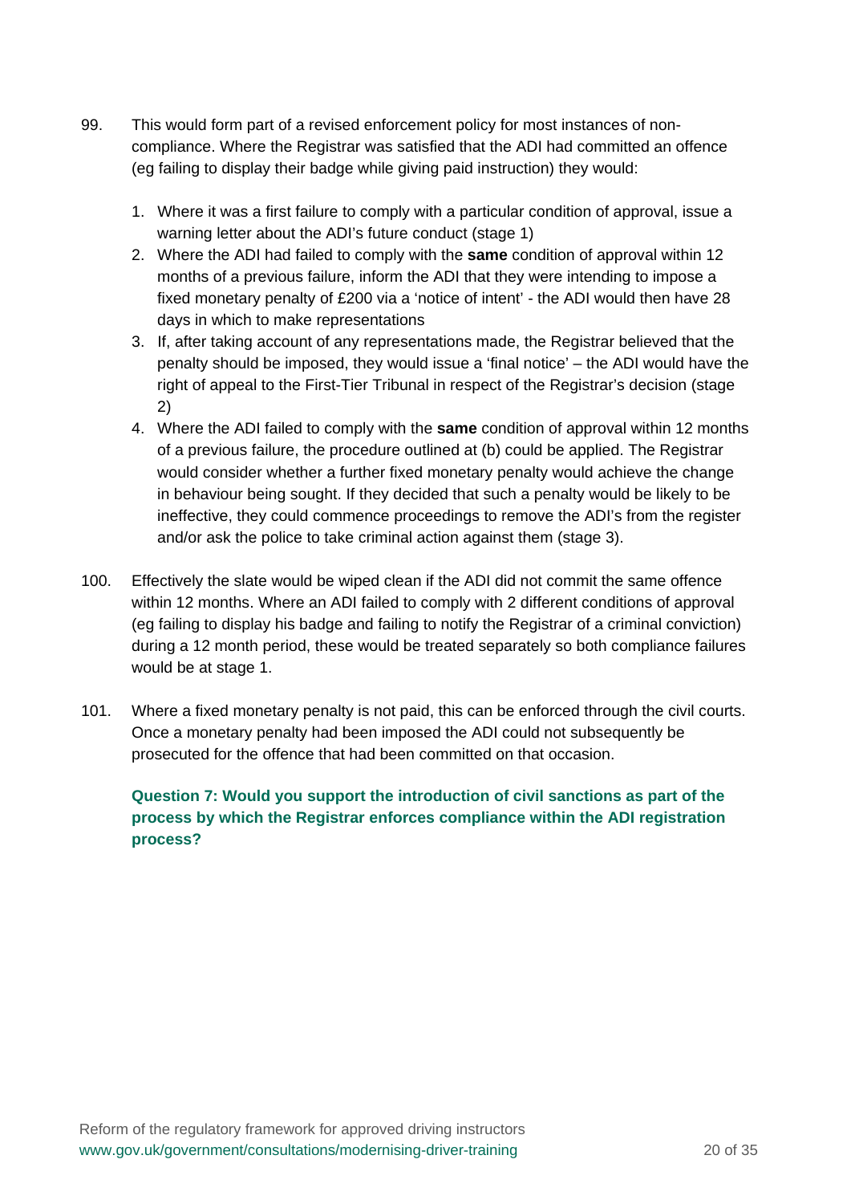99. This would form part of a revised enforcement policy for most instances of non-compliance. Where the Registrar was satisfied that the ADI had committed an offence (eg failing to display their badge while giving paid instruction) they would:

    1. Where it was a first failure to comply with a particular condition of approval, issue a warning letter about the ADI's future conduct (stage 1)
    2. Where the ADI had failed to comply with the **same** condition of approval within 12 months of a previous failure, inform the ADI that they were intending to impose a fixed monetary penalty of £200 via a 'notice of intent' - the ADI would then have 28 days in which to make representations
    3. If, after taking account of any representations made, the Registrar believed that the penalty should be imposed, they would issue a 'final notice' – the ADI would have the right of appeal to the First-Tier Tribunal in respect of the Registrar's decision (stage 2)
    4. Where the ADI failed to comply with the **same** condition of approval within 12 months of a previous failure, the procedure outlined at (b) could be applied. The Registrar would consider whether a further fixed monetary penalty would achieve the change in behaviour being sought. If they decided that such a penalty would be likely to be ineffective, they could commence proceedings to remove the ADI's from the register and/or ask the police to take criminal action against them (stage 3).

100. Effectively the slate would be wiped clean if the ADI did not commit the same offence within 12 months. Where an ADI failed to comply with 2 different conditions of approval (eg failing to display his badge and failing to notify the Registrar of a criminal conviction) during a 12 month period, these would be treated separately so both compliance failures would be at stage 1.

101. Where a fixed monetary penalty is not paid, this can be enforced through the civil courts. Once a monetary penalty had been imposed the ADI could not subsequently be prosecuted for the offence that had been committed on that occasion.

**Question 7: Would you support the introduction of civil sanctions as part of the process by which the Registrar enforces compliance within the ADI registration process?**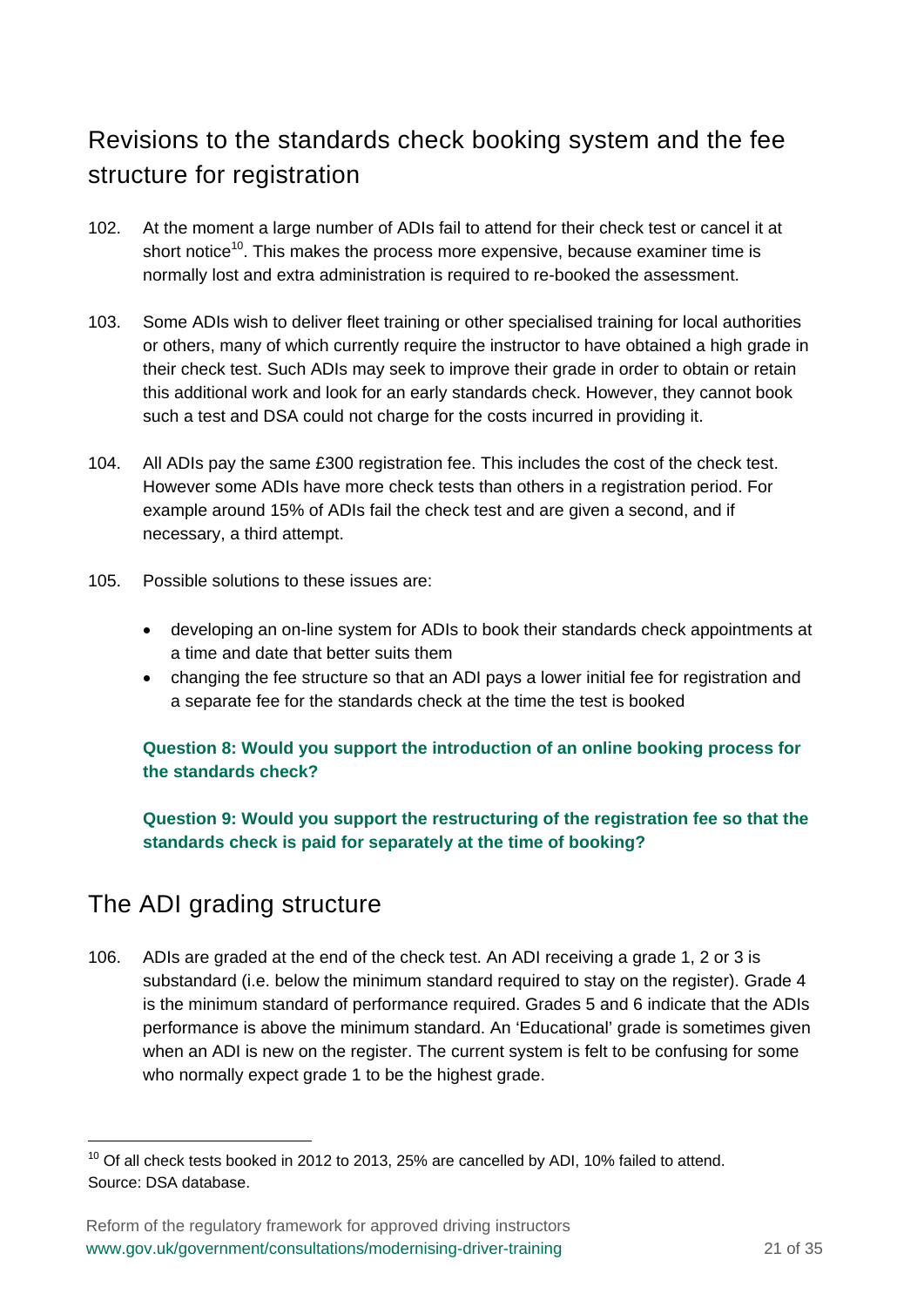## Revisions to the standards check booking system and the fee structure for registration

102. At the moment a large number of ADIs fail to attend for their check test or cancel it at short notice[10]. This makes the process more expensive, because examiner time is normally lost and extra administration is required to re-booked the assessment.

103. Some ADIs wish to deliver fleet training or other specialised training for local authorities or others, many of which currently require the instructor to have obtained a high grade in their check test. Such ADIs may seek to improve their grade in order to obtain or retain this additional work and look for an early standards check. However, they cannot book such a test and DSA could not charge for the costs incurred in providing it.

104. All ADIs pay the same £300 registration fee. This includes the cost of the check test. However some ADIs have more check tests than others in a registration period. For example around 15% of ADIs fail the check test and are given a second, and if necessary, a third attempt.

105. Possible solutions to these issues are:

- developing an on-line system for ADIs to book their standards check appointments at a time and date that better suits them
- changing the fee structure so that an ADI pays a lower initial fee for registration and a separate fee for the standards check at the time the test is booked

**Question 8: Would you support the introduction of an online booking process for the standards check?**

**Question 9: Would you support the restructuring of the registration fee so that the standards check is paid for separately at the time of booking?**

## The ADI grading structure

106. ADIs are graded at the end of the check test. An ADI receiving a grade 1, 2 or 3 is substandard (i.e. below the minimum standard required to stay on the register). Grade 4 is the minimum standard of performance required. Grades 5 and 6 indicate that the ADIs performance is above the minimum standard. An 'Educational' grade is sometimes given when an ADI is new on the register. The current system is felt to be confusing for some who normally expect grade 1 to be the highest grade.

---

[10] Of all check tests booked in 2012 to 2013, 25% are cancelled by ADI, 10% failed to attend. Source: DSA database.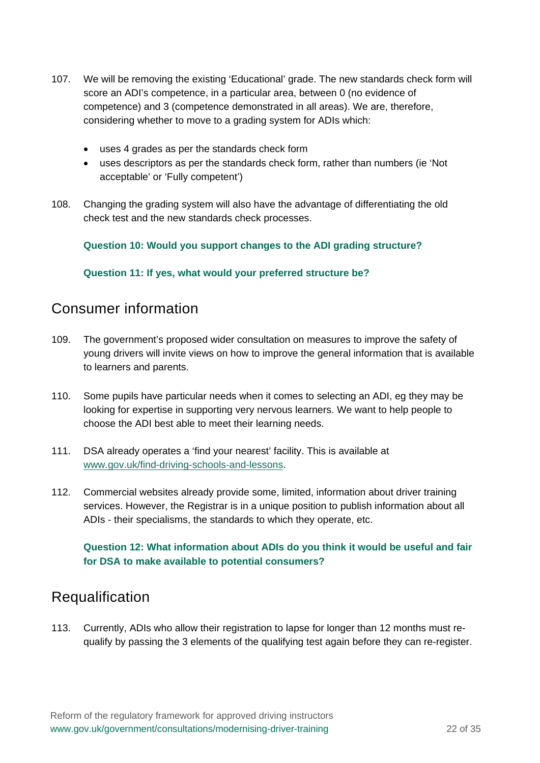107. We will be removing the existing 'Educational' grade. The new standards check form will score an ADI's competence, in a particular area, between 0 (no evidence of competence) and 3 (competence demonstrated in all areas). We are, therefore, considering whether to move to a grading system for ADIs which:

    - uses 4 grades as per the standards check form
    - uses descriptors as per the standards check form, rather than numbers (ie 'Not acceptable' or 'Fully competent')

108. Changing the grading system will also have the advantage of differentiating the old check test and the new standards check processes.

    **Question 10: Would you support changes to the ADI grading structure?**

    **Question 11: If yes, what would your preferred structure be?**

## Consumer information

109. The government's proposed wider consultation on measures to improve the safety of young drivers will invite views on how to improve the general information that is available to learners and parents.

110. Some pupils have particular needs when it comes to selecting an ADI, eg they may be looking for expertise in supporting very nervous learners. We want to help people to choose the ADI best able to meet their learning needs.

111. DSA already operates a 'find your nearest' facility. This is available at www.gov.uk/find-driving-schools-and-lessons.

112. Commercial websites already provide some, limited, information about driver training services. However, the Registrar is in a unique position to publish information about all ADIs - their specialisms, the standards to which they operate, etc.

    **Question 12: What information about ADIs do you think it would be useful and fair for DSA to make available to potential consumers?**

## Requalification

113. Currently, ADIs who allow their registration to lapse for longer than 12 months must re-qualify by passing the 3 elements of the qualifying test again before they can re-register.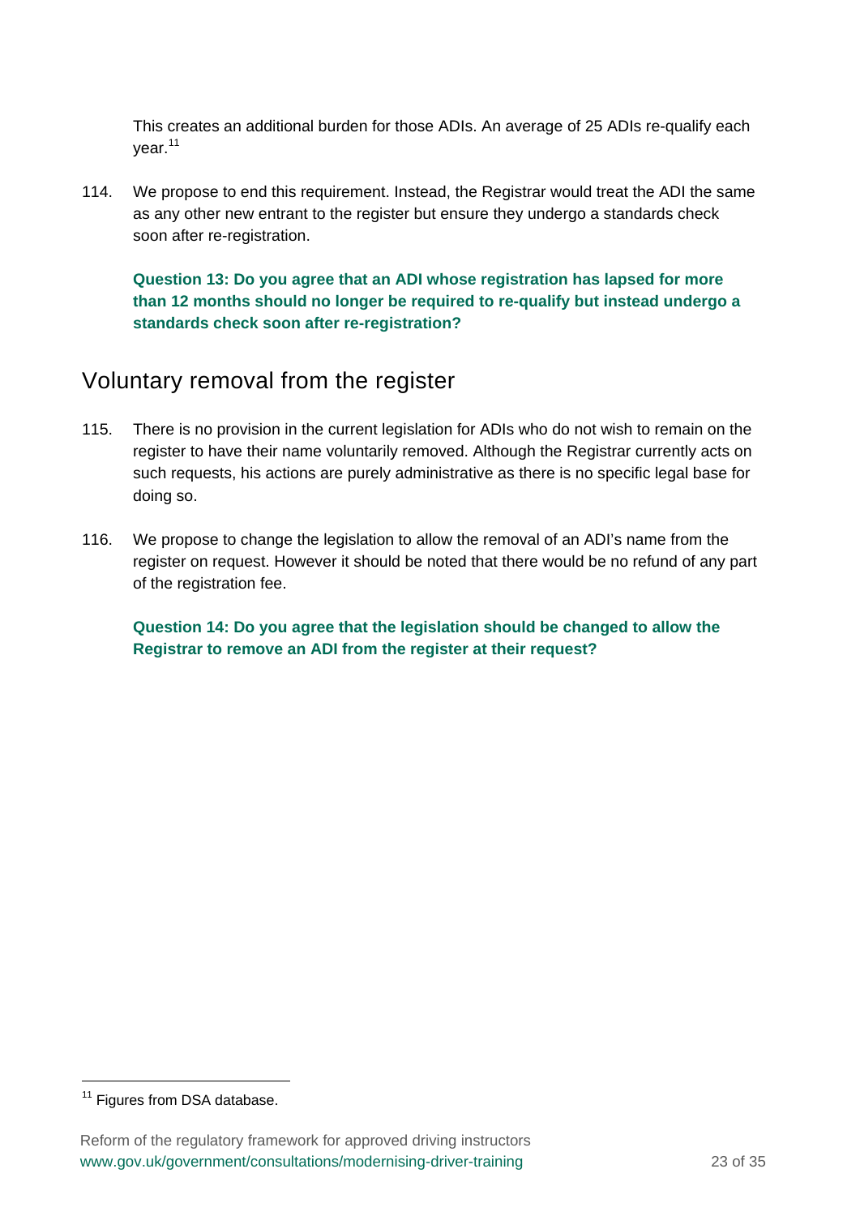This creates an additional burden for those ADIs. An average of 25 ADIs re-qualify each year.[11]

114. We propose to end this requirement. Instead, the Registrar would treat the ADI the same as any other new entrant to the register but ensure they undergo a standards check soon after re-registration.

**Question 13: Do you agree that an ADI whose registration has lapsed for more than 12 months should no longer be required to re-qualify but instead undergo a standards check soon after re-registration?**

## Voluntary removal from the register

115. There is no provision in the current legislation for ADIs who do not wish to remain on the register to have their name voluntarily removed. Although the Registrar currently acts on such requests, his actions are purely administrative as there is no specific legal base for doing so.

116. We propose to change the legislation to allow the removal of an ADI's name from the register on request. However it should be noted that there would be no refund of any part of the registration fee.

**Question 14: Do you agree that the legislation should be changed to allow the Registrar to remove an ADI from the register at their request?**

---

[11] Figures from DSA database.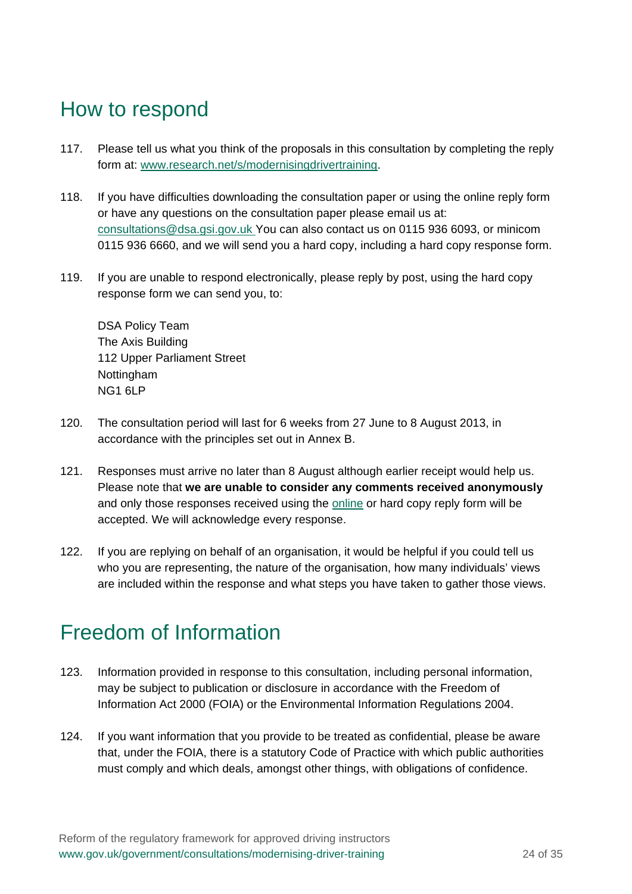## How to respond

117. Please tell us what you think of the proposals in this consultation by completing the reply form at: [www.research.net/s/modernisingdrivertraining](www.research.net/s/modernisingdrivertraining).

118. If you have difficulties downloading the consultation paper or using the online reply form or have any questions on the consultation paper please email us at: consultations@dsa.gsi.gov.uk You can also contact us on 0115 936 6093, or minicom 0115 936 6660, and we will send you a hard copy, including a hard copy response form.

119. If you are unable to respond electronically, please reply by post, using the hard copy response form we can send you, to:

     DSA Policy Team
     The Axis Building
     112 Upper Parliament Street
     Nottingham
     NG1 6LP

120. The consultation period will last for 6 weeks from 27 June to 8 August 2013, in accordance with the principles set out in Annex B.

121. Responses must arrive no later than 8 August although earlier receipt would help us. Please note that **we are unable to consider any comments received anonymously** and only those responses received using the online or hard copy reply form will be accepted. We will acknowledge every response.

122. If you are replying on behalf of an organisation, it would be helpful if you could tell us who you are representing, the nature of the organisation, how many individuals' views are included within the response and what steps you have taken to gather those views.

## Freedom of Information

123. Information provided in response to this consultation, including personal information, may be subject to publication or disclosure in accordance with the Freedom of Information Act 2000 (FOIA) or the Environmental Information Regulations 2004.

124. If you want information that you provide to be treated as confidential, please be aware that, under the FOIA, there is a statutory Code of Practice with which public authorities must comply and which deals, amongst other things, with obligations of confidence.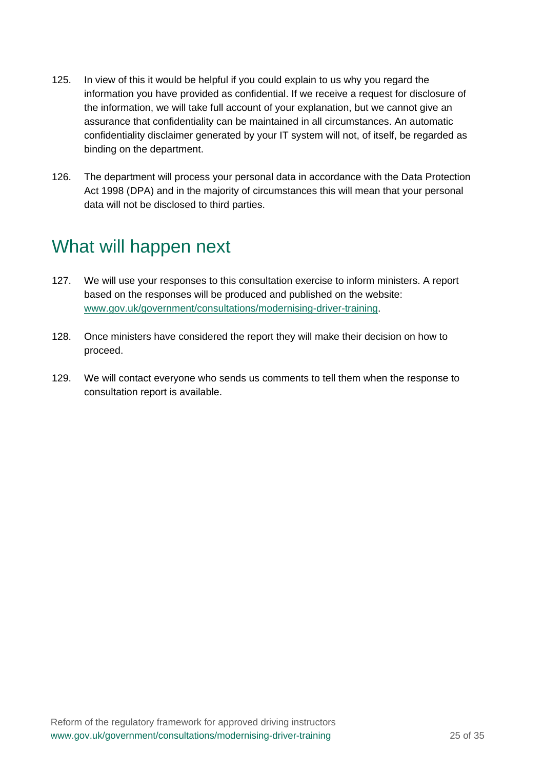125. In view of this it would be helpful if you could explain to us why you regard the information you have provided as confidential. If we receive a request for disclosure of the information, we will take full account of your explanation, but we cannot give an assurance that confidentiality can be maintained in all circumstances. An automatic confidentiality disclaimer generated by your IT system will not, of itself, be regarded as binding on the department.

126. The department will process your personal data in accordance with the Data Protection Act 1998 (DPA) and in the majority of circumstances this will mean that your personal data will not be disclosed to third parties.

## What will happen next

127. We will use your responses to this consultation exercise to inform ministers. A report based on the responses will be produced and published on the website: [www.gov.uk/government/consultations/modernising-driver-training](www.gov.uk/government/consultations/modernising-driver-training).

128. Once ministers have considered the report they will make their decision on how to proceed.

129. We will contact everyone who sends us comments to tell them when the response to consultation report is available.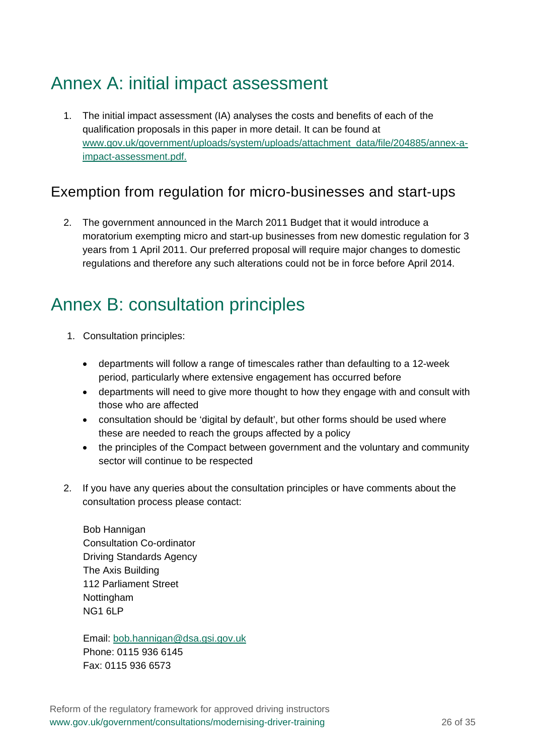# Annex A: initial impact assessment

1. The initial impact assessment (IA) analyses the costs and benefits of each of the qualification proposals in this paper in more detail. It can be found at [www.gov.uk/government/uploads/system/uploads/attachment_data/file/204885/annex-a-impact-assessment.pdf.](www.gov.uk/government/uploads/system/uploads/attachment_data/file/204885/annex-a-impact-assessment.pdf)

## Exemption from regulation for micro-businesses and start-ups

2. The government announced in the March 2011 Budget that it would introduce a moratorium exempting micro and start-up businesses from new domestic regulation for 3 years from 1 April 2011. Our preferred proposal will require major changes to domestic regulations and therefore any such alterations could not be in force before April 2014.

# Annex B: consultation principles

1. Consultation principles:

   - departments will follow a range of timescales rather than defaulting to a 12-week period, particularly where extensive engagement has occurred before
   - departments will need to give more thought to how they engage with and consult with those who are affected
   - consultation should be 'digital by default', but other forms should be used where these are needed to reach the groups affected by a policy
   - the principles of the Compact between government and the voluntary and community sector will continue to be respected

2. If you have any queries about the consultation principles or have comments about the consultation process please contact:

   Bob Hannigan
   Consultation Co-ordinator
   Driving Standards Agency
   The Axis Building
   112 Parliament Street
   Nottingham
   NG1 6LP

   Email: bob.hannigan@dsa.gsi.gov.uk
   Phone: 0115 936 6145
   Fax: 0115 936 6573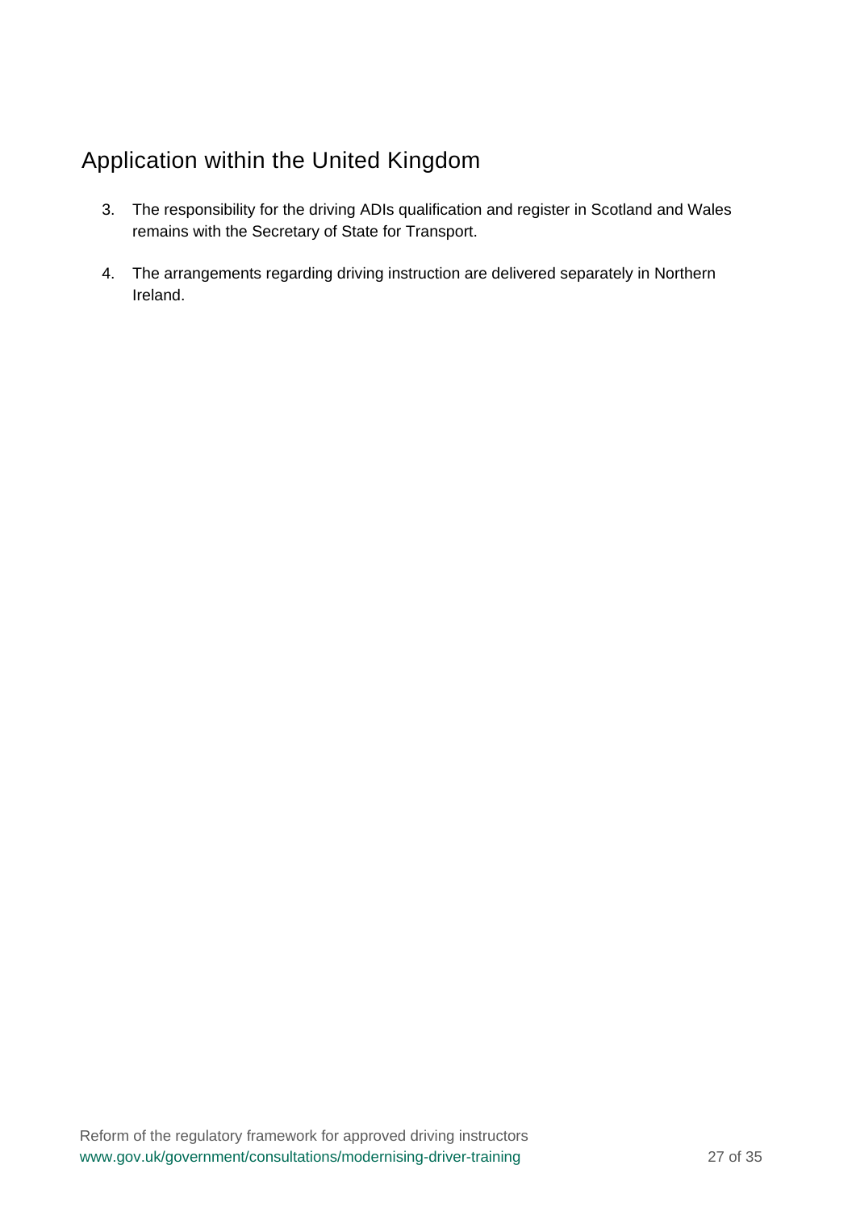## Application within the United Kingdom

3. The responsibility for the driving ADIs qualification and register in Scotland and Wales remains with the Secretary of State for Transport.

4. The arrangements regarding driving instruction are delivered separately in Northern Ireland.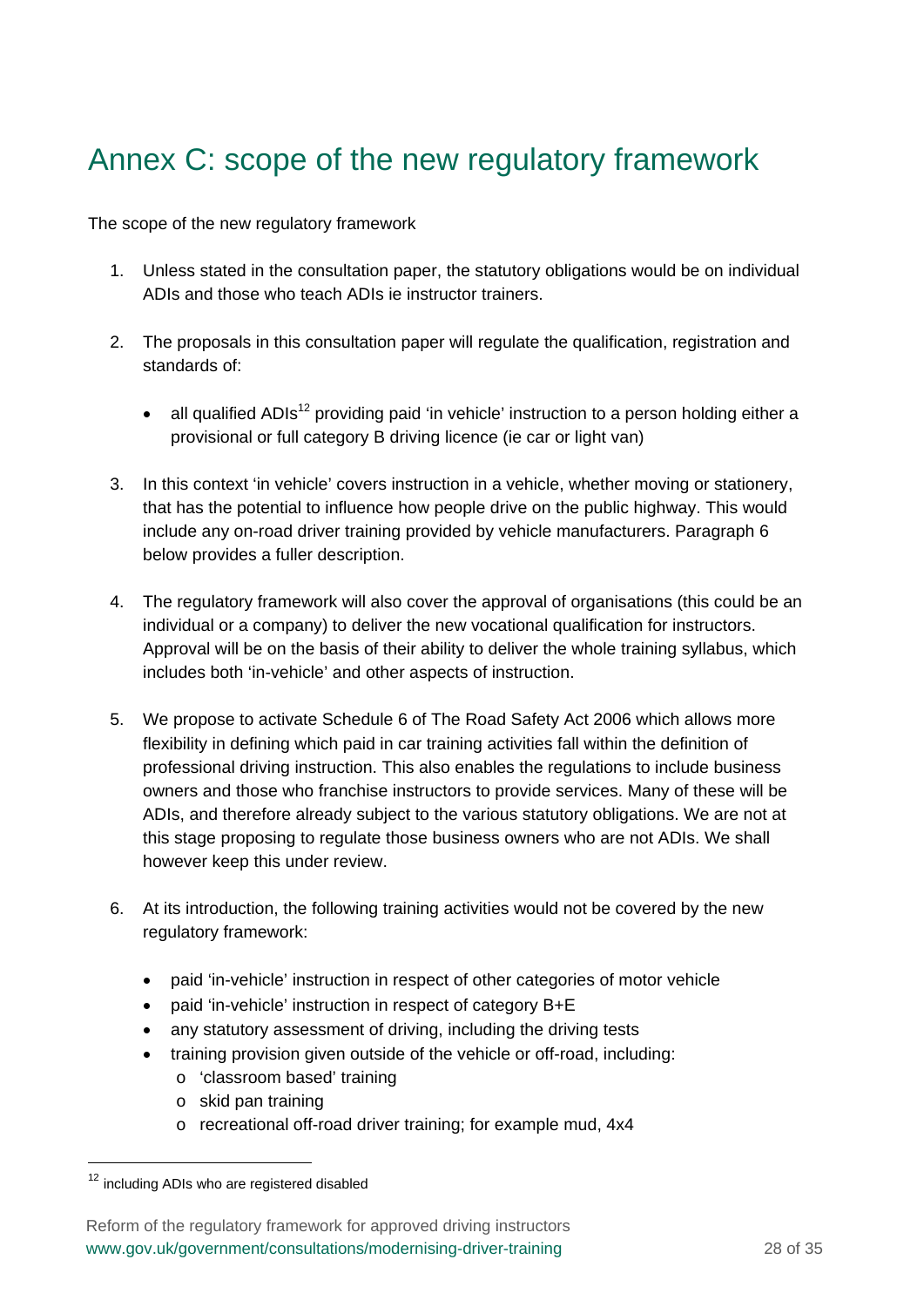# Annex C: scope of the new regulatory framework

The scope of the new regulatory framework

1. Unless stated in the consultation paper, the statutory obligations would be on individual ADIs and those who teach ADIs ie instructor trainers.

2. The proposals in this consultation paper will regulate the qualification, registration and standards of:

   - all qualified ADIs[12] providing paid 'in vehicle' instruction to a person holding either a provisional or full category B driving licence (ie car or light van)

3. In this context 'in vehicle' covers instruction in a vehicle, whether moving or stationery, that has the potential to influence how people drive on the public highway. This would include any on-road driver training provided by vehicle manufacturers. Paragraph 6 below provides a fuller description.

4. The regulatory framework will also cover the approval of organisations (this could be an individual or a company) to deliver the new vocational qualification for instructors. Approval will be on the basis of their ability to deliver the whole training syllabus, which includes both 'in-vehicle' and other aspects of instruction.

5. We propose to activate Schedule 6 of The Road Safety Act 2006 which allows more flexibility in defining which paid in car training activities fall within the definition of professional driving instruction. This also enables the regulations to include business owners and those who franchise instructors to provide services. Many of these will be ADIs, and therefore already subject to the various statutory obligations. We are not at this stage proposing to regulate those business owners who are not ADIs. We shall however keep this under review.

6. At its introduction, the following training activities would not be covered by the new regulatory framework:

   - paid 'in-vehicle' instruction in respect of other categories of motor vehicle
   - paid 'in-vehicle' instruction in respect of category B+E
   - any statutory assessment of driving, including the driving tests
   - training provision given outside of the vehicle or off-road, including:
     - 'classroom based' training
     - skid pan training
     - recreational off-road driver training; for example mud, 4x4

[12] including ADIs who are registered disabled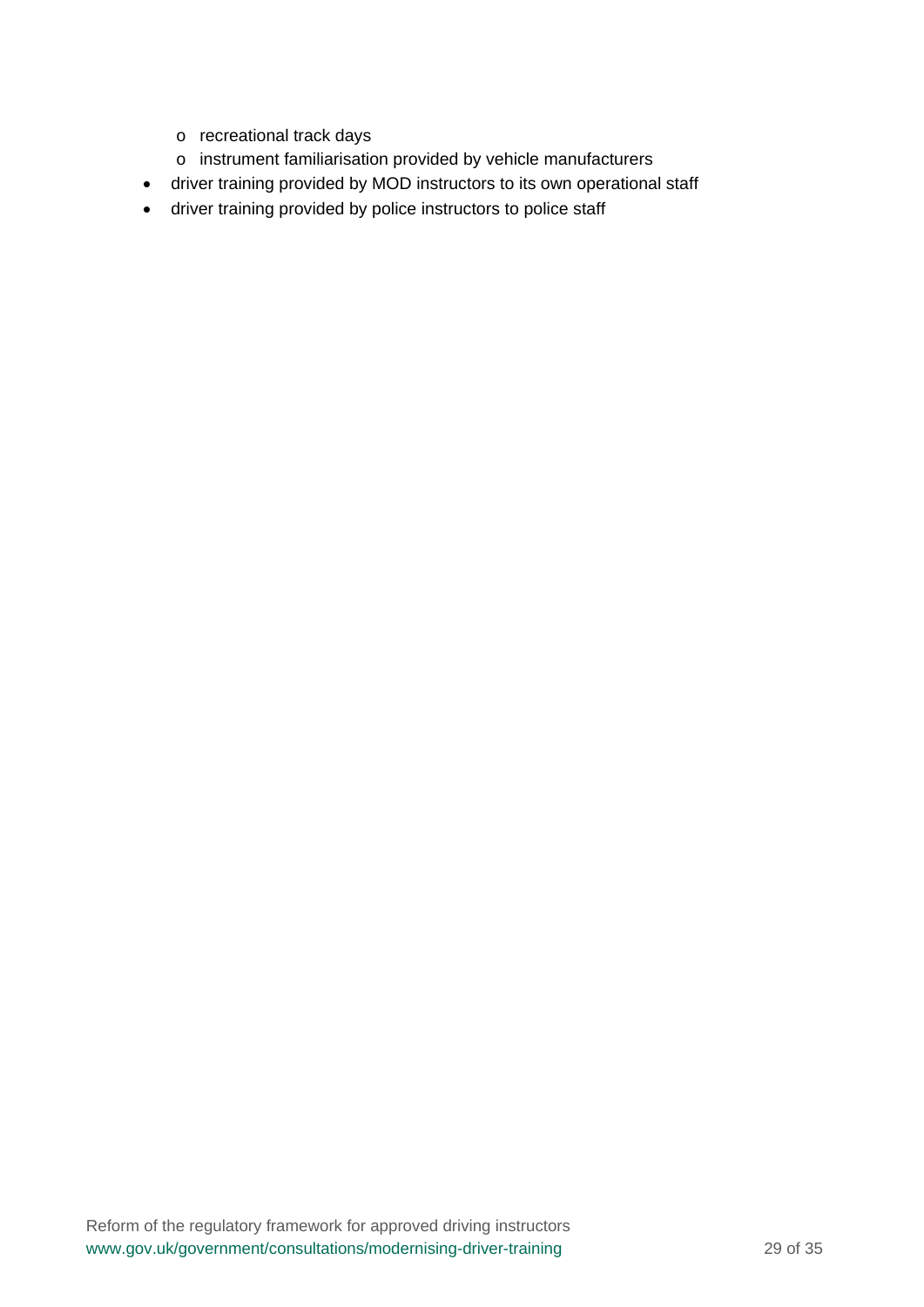- recreational track days
    - instrument familiarisation provided by vehicle manufacturers
- driver training provided by MOD instructors to its own operational staff
- driver training provided by police instructors to police staff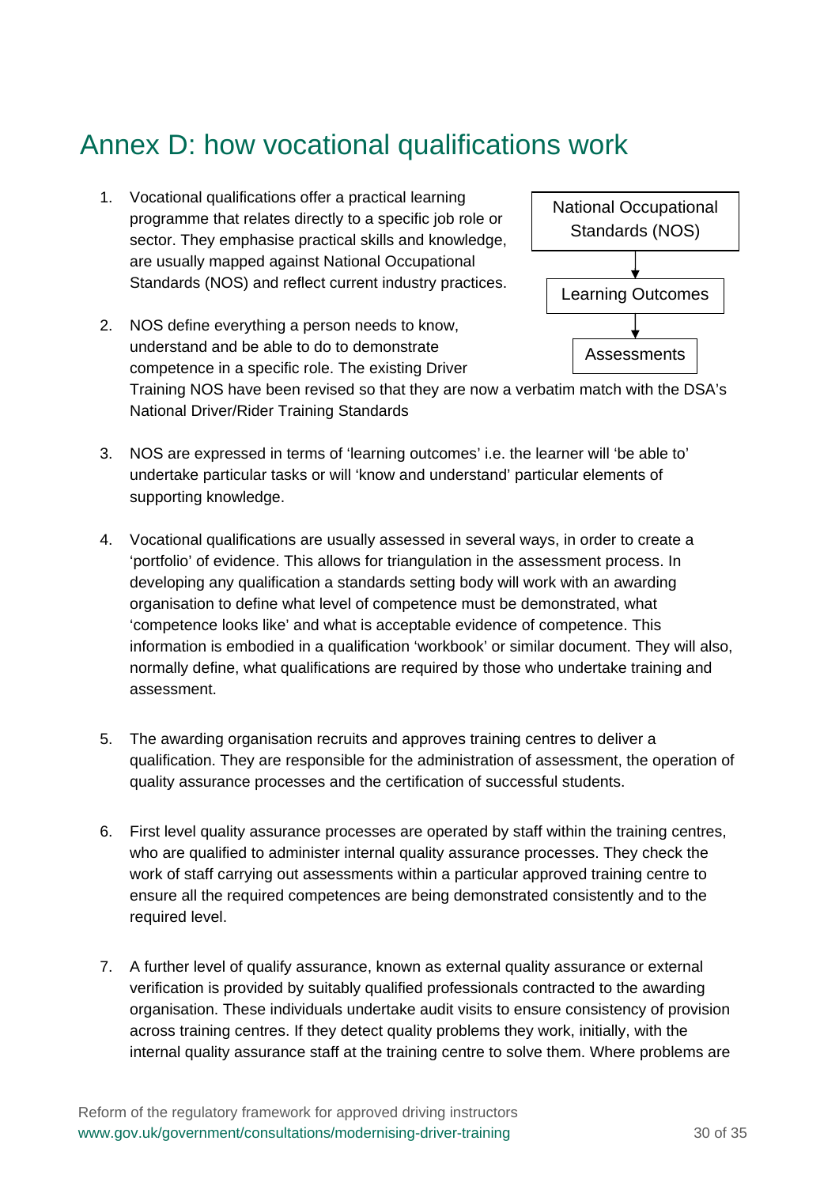# Annex D: how vocational qualifications work

National Occupational Standards (NOS) → Learning Outcomes → Assessments

1. Vocational qualifications offer a practical learning programme that relates directly to a specific job role or sector. They emphasise practical skills and knowledge, are usually mapped against National Occupational Standards (NOS) and reflect current industry practices.

2. NOS define everything a person needs to know, understand and be able to do to demonstrate competence in a specific role. The existing Driver Training NOS have been revised so that they are now a verbatim match with the DSA's National Driver/Rider Training Standards

3. NOS are expressed in terms of 'learning outcomes' i.e. the learner will 'be able to' undertake particular tasks or will 'know and understand' particular elements of supporting knowledge.

4. Vocational qualifications are usually assessed in several ways, in order to create a 'portfolio' of evidence. This allows for triangulation in the assessment process. In developing any qualification a standards setting body will work with an awarding organisation to define what level of competence must be demonstrated, what 'competence looks like' and what is acceptable evidence of competence. This information is embodied in a qualification 'workbook' or similar document. They will also, normally define, what qualifications are required by those who undertake training and assessment.

5. The awarding organisation recruits and approves training centres to deliver a qualification. They are responsible for the administration of assessment, the operation of quality assurance processes and the certification of successful students.

6. First level quality assurance processes are operated by staff within the training centres, who are qualified to administer internal quality assurance processes. They check the work of staff carrying out assessments within a particular approved training centre to ensure all the required competences are being demonstrated consistently and to the required level.

7. A further level of qualify assurance, known as external quality assurance or external verification is provided by suitably qualified professionals contracted to the awarding organisation. These individuals undertake audit visits to ensure consistency of provision across training centres. If they detect quality problems they work, initially, with the internal quality assurance staff at the training centre to solve them. Where problems are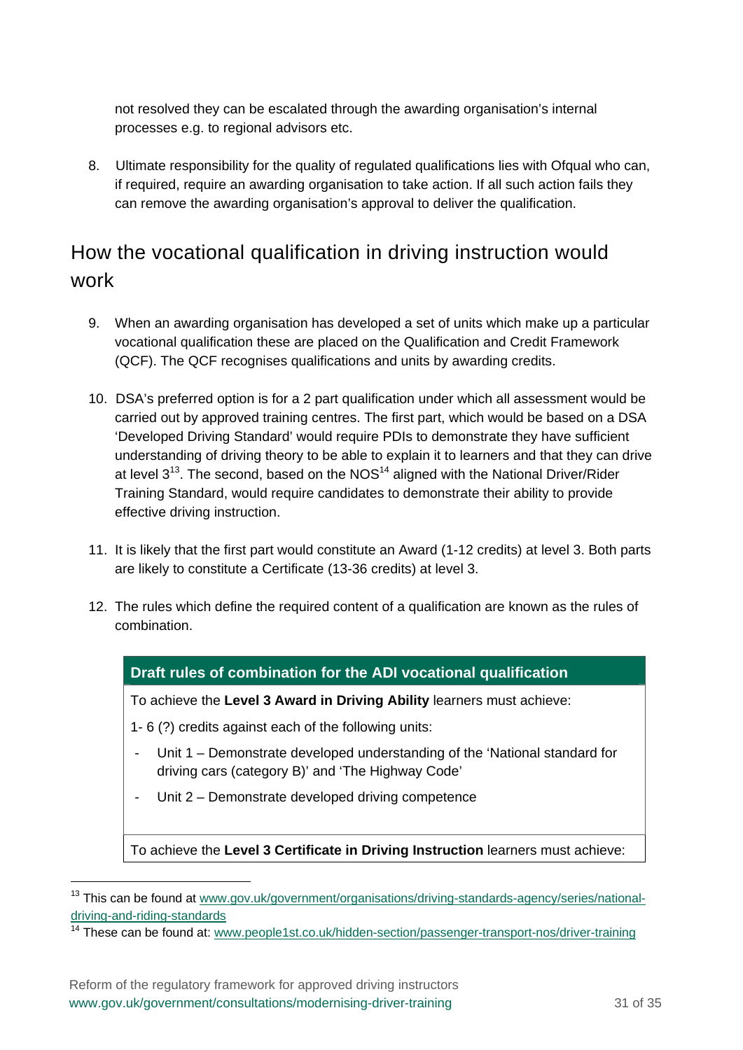not resolved they can be escalated through the awarding organisation's internal processes e.g. to regional advisors etc.

8. Ultimate responsibility for the quality of regulated qualifications lies with Ofqual who can, if required, require an awarding organisation to take action. If all such action fails they can remove the awarding organisation's approval to deliver the qualification.

## How the vocational qualification in driving instruction would work

9. When an awarding organisation has developed a set of units which make up a particular vocational qualification these are placed on the Qualification and Credit Framework (QCF). The QCF recognises qualifications and units by awarding credits.

10. DSA's preferred option is for a 2 part qualification under which all assessment would be carried out by approved training centres. The first part, which would be based on a DSA 'Developed Driving Standard' would require PDIs to demonstrate they have sufficient understanding of driving theory to be able to explain it to learners and that they can drive at level 3[13]. The second, based on the NOS[14] aligned with the National Driver/Rider Training Standard, would require candidates to demonstrate their ability to provide effective driving instruction.

11. It is likely that the first part would constitute an Award (1-12 credits) at level 3. Both parts are likely to constitute a Certificate (13-36 credits) at level 3.

12. The rules which define the required content of a qualification are known as the rules of combination.

| **Draft rules of combination for the ADI vocational qualification** |
|---|
| To achieve the **Level 3 Award in Driving Ability** learners must achieve:<br>1- 6 (?) credits against each of the following units:<br>- Unit 1 – Demonstrate developed understanding of the 'National standard for driving cars (category B)' and 'The Highway Code'<br>- Unit 2 – Demonstrate developed driving competence |
| To achieve the **Level 3 Certificate in Driving Instruction** learners must achieve: |

[13] This can be found at www.gov.uk/government/organisations/driving-standards-agency/series/national-driving-and-riding-standards

[14] These can be found at: www.people1st.co.uk/hidden-section/passenger-transport-nos/driver-training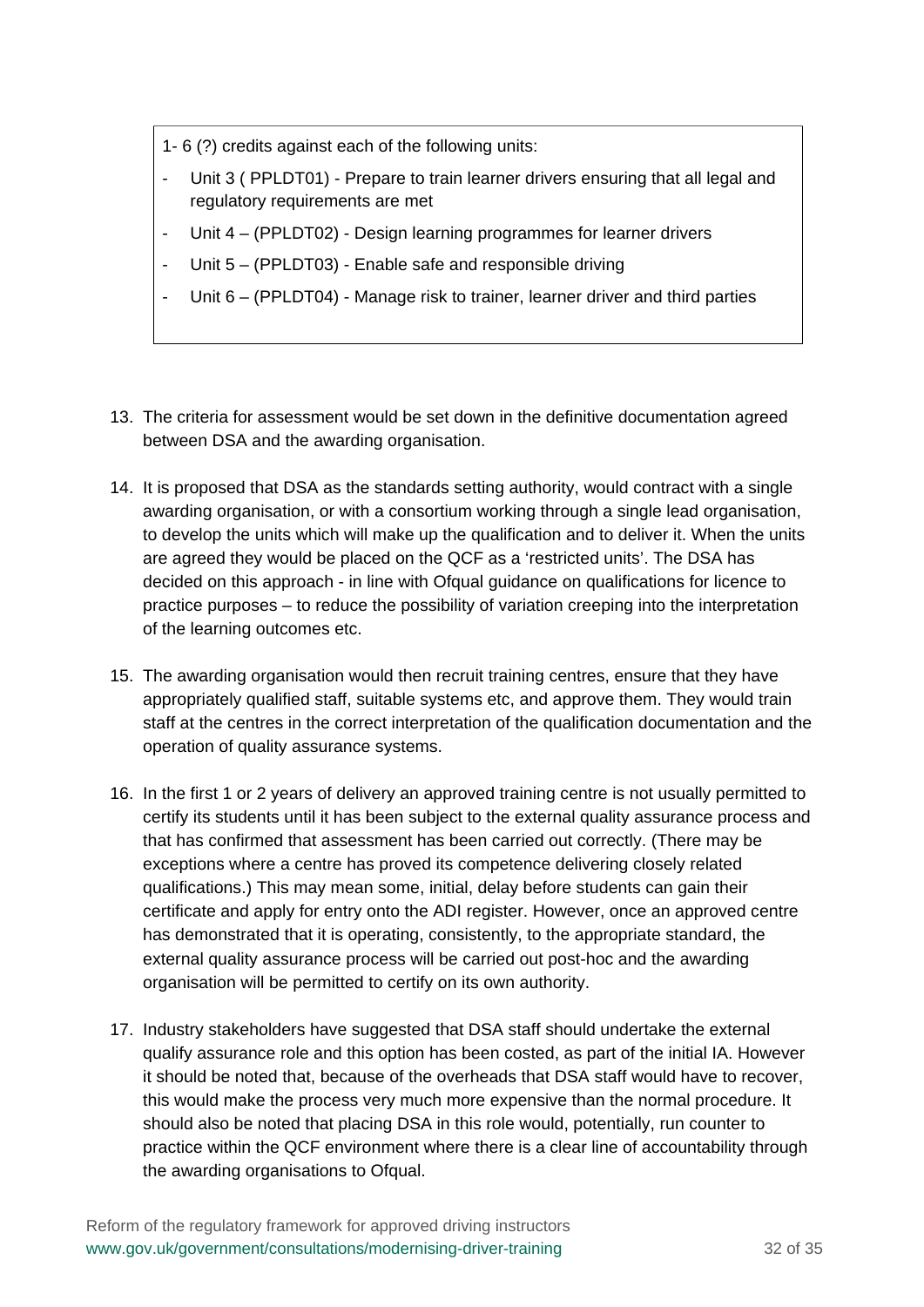> 1- 6 (?) credits against each of the following units:
>
> - Unit 3 ( PPLDT01) - Prepare to train learner drivers ensuring that all legal and regulatory requirements are met
> - Unit 4 – (PPLDT02) - Design learning programmes for learner drivers
> - Unit 5 – (PPLDT03) - Enable safe and responsible driving
> - Unit 6 – (PPLDT04) - Manage risk to trainer, learner driver and third parties

13. The criteria for assessment would be set down in the definitive documentation agreed between DSA and the awarding organisation.

14. It is proposed that DSA as the standards setting authority, would contract with a single awarding organisation, or with a consortium working through a single lead organisation, to develop the units which will make up the qualification and to deliver it. When the units are agreed they would be placed on the QCF as a 'restricted units'. The DSA has decided on this approach - in line with Ofqual guidance on qualifications for licence to practice purposes – to reduce the possibility of variation creeping into the interpretation of the learning outcomes etc.

15. The awarding organisation would then recruit training centres, ensure that they have appropriately qualified staff, suitable systems etc, and approve them. They would train staff at the centres in the correct interpretation of the qualification documentation and the operation of quality assurance systems.

16. In the first 1 or 2 years of delivery an approved training centre is not usually permitted to certify its students until it has been subject to the external quality assurance process and that has confirmed that assessment has been carried out correctly. (There may be exceptions where a centre has proved its competence delivering closely related qualifications.) This may mean some, initial, delay before students can gain their certificate and apply for entry onto the ADI register. However, once an approved centre has demonstrated that it is operating, consistently, to the appropriate standard, the external quality assurance process will be carried out post-hoc and the awarding organisation will be permitted to certify on its own authority.

17. Industry stakeholders have suggested that DSA staff should undertake the external qualify assurance role and this option has been costed, as part of the initial IA. However it should be noted that, because of the overheads that DSA staff would have to recover, this would make the process very much more expensive than the normal procedure. It should also be noted that placing DSA in this role would, potentially, run counter to practice within the QCF environment where there is a clear line of accountability through the awarding organisations to Ofqual.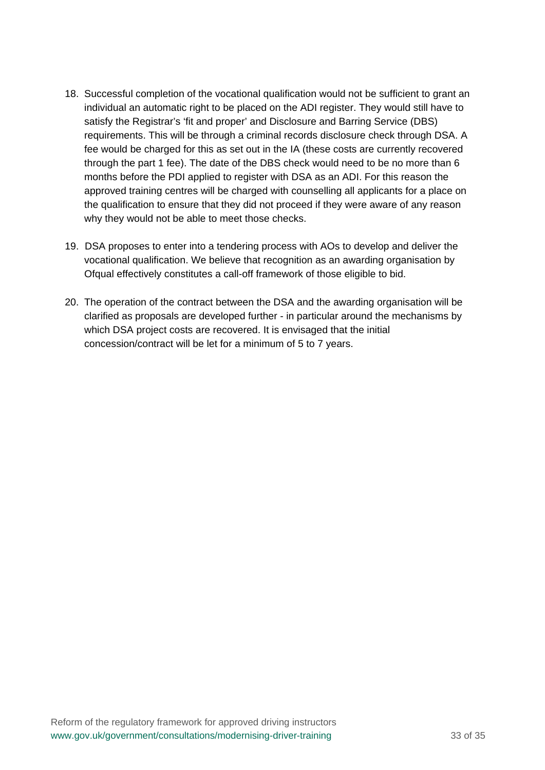18. Successful completion of the vocational qualification would not be sufficient to grant an individual an automatic right to be placed on the ADI register. They would still have to satisfy the Registrar's 'fit and proper' and Disclosure and Barring Service (DBS) requirements. This will be through a criminal records disclosure check through DSA. A fee would be charged for this as set out in the IA (these costs are currently recovered through the part 1 fee). The date of the DBS check would need to be no more than 6 months before the PDI applied to register with DSA as an ADI. For this reason the approved training centres will be charged with counselling all applicants for a place on the qualification to ensure that they did not proceed if they were aware of any reason why they would not be able to meet those checks.

19. DSA proposes to enter into a tendering process with AOs to develop and deliver the vocational qualification. We believe that recognition as an awarding organisation by Ofqual effectively constitutes a call-off framework of those eligible to bid.

20. The operation of the contract between the DSA and the awarding organisation will be clarified as proposals are developed further - in particular around the mechanisms by which DSA project costs are recovered. It is envisaged that the initial concession/contract will be let for a minimum of 5 to 7 years.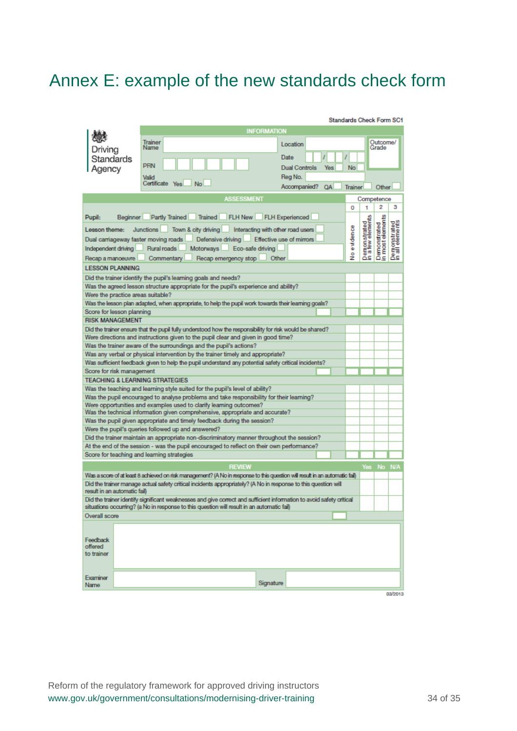# Annex E: example of the new standards check form

Standards Check Form SC1

Driving Standards Agency

**INFORMATION**

Trainer Name

PRN

Valid Certificate Yes ☐ No ☐

Location

Date / /

Dual Controls Yes ☐ No ☐

Reg No.

Accompanied? QA ☐ Trainer ☐ Other ☐

Outcome/ Grade

**ASSESSMENT**

Pupil: Beginner ☐ Partly Trained ☐ Trained ☐ FLH New ☐ FLH Experienced ☐

Lesson theme: Junctions ☐ Town & city driving ☐ Interacting with other road users ☐ Dual carriageway faster moving roads ☐ Defensive driving ☐ Effective use of mirrors ☐ Independent driving ☐ Rural roads ☐ Motorways ☐ Eco-safe driving ☐ Recap a manoeuvre ☐ Commentary ☐ Recap emergency stop ☐ Other

| | Competence 0 – No evidence | 1 – Demonstrated in a few elements | 2 – Demonstrated in most elements | 3 – Demonstrated in all elements |
|---|---|---|---|---|
| **LESSON PLANNING** | | | | |
| Did the trainer identify the pupil's learning goals and needs? | | | | |
| Was the agreed lesson structure appropriate for the pupil's experience and ability? | | | | |
| Were the practice areas suitable? | | | | |
| Was the lesson plan adapted, when appropriate, to help the pupil work towards their learning goals? | | | | |
| Score for lesson planning | | | | |
| **RISK MANAGEMENT** | | | | |
| Did the trainer ensure that the pupil fully understood how the responsibility for risk would be shared? | | | | |
| Were directions and instructions given to the pupil clear and given in good time? | | | | |
| Was the trainer aware of the surroundings and the pupil's actions? | | | | |
| Was any verbal or physical intervention by the trainer timely and appropriate? | | | | |
| Was sufficient feedback given to help the pupil understand any potential safety critical incidents? | | | | |
| Score for risk management | | | | |
| **TEACHING & LEARNING STRATEGIES** | | | | |
| Was the teaching and learning style suited for the pupil's level of ability? | | | | |
| Was the pupil encouraged to analyse problems and take responsibility for their learning? | | | | |
| Were opportunities and examples used to clarify learning outcomes? | | | | |
| Was the technical information given comprehensive, appropriate and accurate? | | | | |
| Was the pupil given appropriate and timely feedback during the session? | | | | |
| Were the pupil's queries followed up and answered? | | | | |
| Did the trainer maintain an appropriate non-discriminatory manner throughout the session? | | | | |
| At the end of the session - was the pupil encouraged to reflect on their own performance? | | | | |
| Score for teaching and learning strategies | | | | |

| REVIEW | Yes | No | N/A |
|---|---|---|---|
| Was a score of at least 8 achieved on risk management? (A No in response to this question will result in an automatic fail) | | | |
| Did the trainer manage actual safety critical incidents appropriately? (A No in response to this question will result in an automatic fail) | | | |
| Did the trainer identify significant weaknesses and give correct and sufficient information to avoid safety critical situations occurring? (a No in response to this question will result in an automatic fail) | | | |
| Overall score | | | |

Feedback offered to trainer

Examiner Name

Signature

03/2013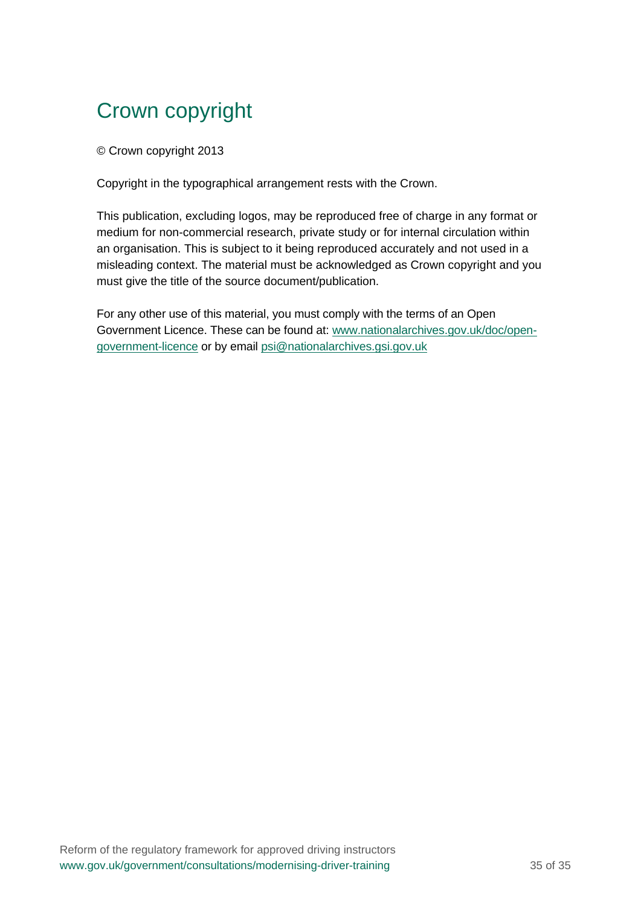# Crown copyright

© Crown copyright 2013

Copyright in the typographical arrangement rests with the Crown.

This publication, excluding logos, may be reproduced free of charge in any format or medium for non-commercial research, private study or for internal circulation within an organisation. This is subject to it being reproduced accurately and not used in a misleading context. The material must be acknowledged as Crown copyright and you must give the title of the source document/publication.

For any other use of this material, you must comply with the terms of an Open Government Licence. These can be found at: www.nationalarchives.gov.uk/doc/open-government-licence or by email psi@nationalarchives.gsi.gov.uk